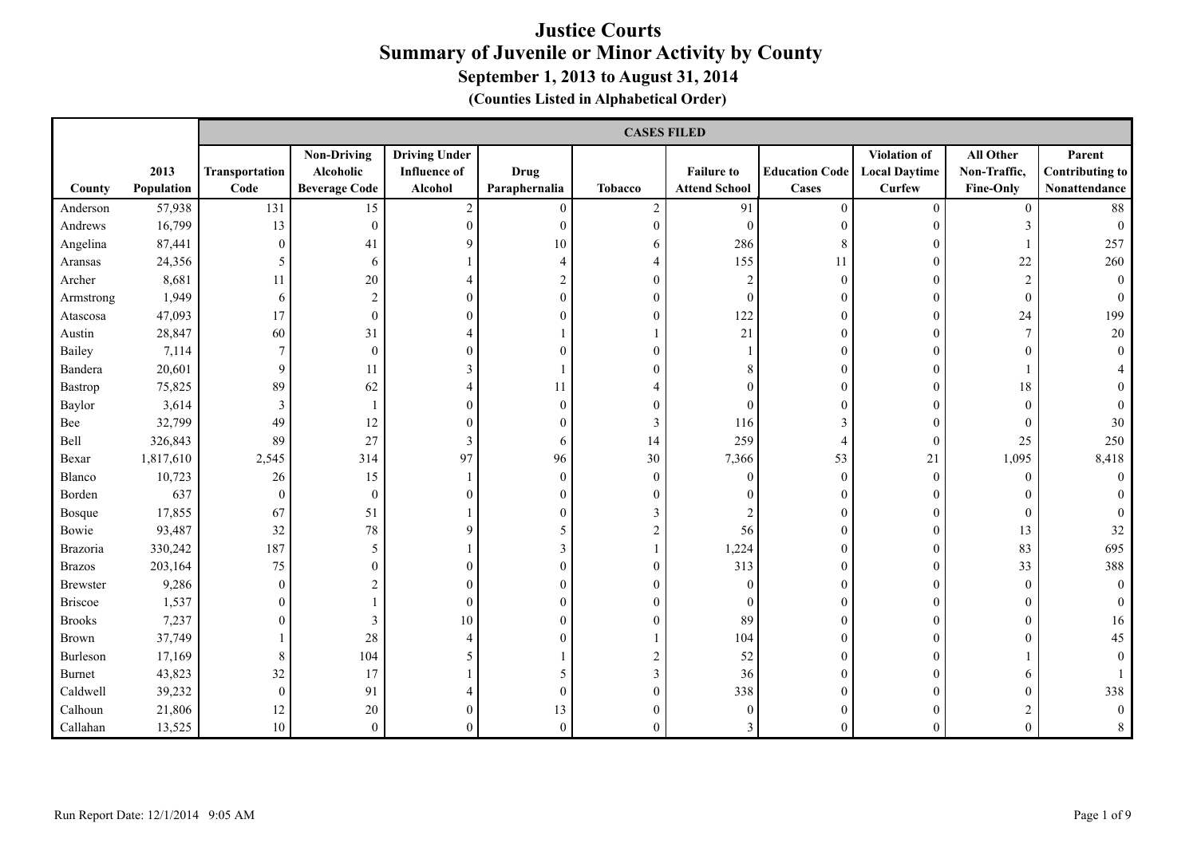# Justice Courts
## Summary of Juvenile or Minor Activity by County
### September 1, 2013 to August 31, 2014
#### (Counties Listed in Alphabetical Order)

| County | 2013 Population | CASES FILED | | | | | | | | | |
|---|---|---|---|---|---|---|---|---|---|---|---|
| | | Transportation Code | Non-Driving Alcoholic Beverage Code | Driving Under Influence of Alcohol | Drug Paraphernalia | Tobacco | Failure to Attend School | Education Code Cases | Violation of Local Daytime Curfew | All Other Non-Traffic, Fine-Only | Parent Contributing to Nonattendance |
| Anderson | 57,938 | 131 | 15 | 2 | 0 | 2 | 91 | 0 | 0 | 0 | 88 |
| Andrews | 16,799 | 13 | 0 | 0 | 0 | 0 | 0 | 0 | 0 | 3 | 0 |
| Angelina | 87,441 | 0 | 41 | 9 | 10 | 6 | 286 | 8 | 0 | 1 | 257 |
| Aransas | 24,356 | 5 | 6 | 1 | 4 | 4 | 155 | 11 | 0 | 22 | 260 |
| Archer | 8,681 | 11 | 20 | 4 | 2 | 0 | 2 | 0 | 0 | 2 | 0 |
| Armstrong | 1,949 | 6 | 2 | 0 | 0 | 0 | 0 | 0 | 0 | 0 | 0 |
| Atascosa | 47,093 | 17 | 0 | 0 | 0 | 0 | 122 | 0 | 0 | 24 | 199 |
| Austin | 28,847 | 60 | 31 | 4 | 1 | 1 | 21 | 0 | 0 | 7 | 20 |
| Bailey | 7,114 | 7 | 0 | 0 | 0 | 0 | 1 | 0 | 0 | 0 | 0 |
| Bandera | 20,601 | 9 | 11 | 3 | 1 | 0 | 8 | 0 | 0 | 1 | 4 |
| Bastrop | 75,825 | 89 | 62 | 4 | 11 | 4 | 0 | 0 | 0 | 18 | 0 |
| Baylor | 3,614 | 3 | 1 | 0 | 0 | 0 | 0 | 0 | 0 | 0 | 0 |
| Bee | 32,799 | 49 | 12 | 0 | 0 | 3 | 116 | 3 | 0 | 0 | 30 |
| Bell | 326,843 | 89 | 27 | 3 | 6 | 14 | 259 | 4 | 0 | 25 | 250 |
| Bexar | 1,817,610 | 2,545 | 314 | 97 | 96 | 30 | 7,366 | 53 | 21 | 1,095 | 8,418 |
| Blanco | 10,723 | 26 | 15 | 1 | 0 | 0 | 0 | 0 | 0 | 0 | 0 |
| Borden | 637 | 0 | 0 | 0 | 0 | 0 | 0 | 0 | 0 | 0 | 0 |
| Bosque | 17,855 | 67 | 51 | 1 | 0 | 3 | 2 | 0 | 0 | 0 | 0 |
| Bowie | 93,487 | 32 | 78 | 9 | 5 | 2 | 56 | 0 | 0 | 13 | 32 |
| Brazoria | 330,242 | 187 | 5 | 1 | 3 | 1 | 1,224 | 0 | 0 | 83 | 695 |
| Brazos | 203,164 | 75 | 0 | 0 | 0 | 0 | 313 | 0 | 0 | 33 | 388 |
| Brewster | 9,286 | 0 | 2 | 0 | 0 | 0 | 0 | 0 | 0 | 0 | 0 |
| Briscoe | 1,537 | 0 | 1 | 0 | 0 | 0 | 0 | 0 | 0 | 0 | 0 |
| Brooks | 7,237 | 0 | 3 | 10 | 0 | 0 | 89 | 0 | 0 | 0 | 16 |
| Brown | 37,749 | 1 | 28 | 4 | 0 | 1 | 104 | 0 | 0 | 0 | 45 |
| Burleson | 17,169 | 8 | 104 | 5 | 1 | 2 | 52 | 0 | 0 | 1 | 0 |
| Burnet | 43,823 | 32 | 17 | 1 | 5 | 3 | 36 | 0 | 0 | 6 | 1 |
| Caldwell | 39,232 | 0 | 91 | 4 | 0 | 0 | 338 | 0 | 0 | 0 | 338 |
| Calhoun | 21,806 | 12 | 20 | 0 | 13 | 0 | 0 | 0 | 0 | 2 | 0 |
| Callahan | 13,525 | 10 | 0 | 0 | 0 | 0 | 3 | 0 | 0 | 0 | 8 |

Run Report Date: 12/1/2014 9:05 AM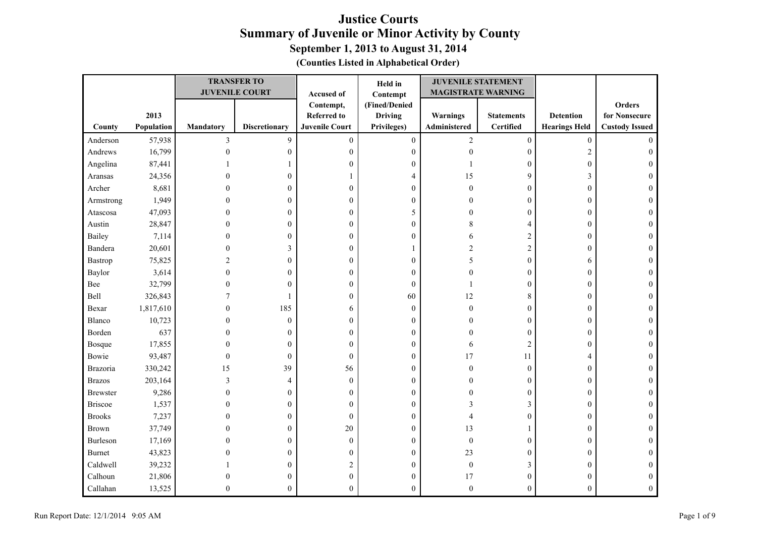# Justice Courts
## Summary of Juvenile or Minor Activity by County
### September 1, 2013 to August 31, 2014
#### (Counties Listed in Alphabetical Order)

| County | 2013 Population | TRANSFER TO JUVENILE COURT | | Accused of Contempt, Referred to Juvenile Court | Held in Contempt (Fined/Denied Driving Privileges) | JUVENILE STATEMENT MAGISTRATE WARNING | | Detention Hearings Held | Orders for Nonsecure Custody Issued |
|---|---|---|---|---|---|---|---|---|---|
| | | Mandatory | Discretionary | | | Warnings Administered | Statements Certified | | |
| Anderson | 57,938 | 3 | 9 | 0 | 0 | 2 | 0 | 0 | 0 |
| Andrews | 16,799 | 0 | 0 | 0 | 0 | 0 | 0 | 2 | 0 |
| Angelina | 87,441 | 1 | 1 | 0 | 0 | 1 | 0 | 0 | 0 |
| Aransas | 24,356 | 0 | 0 | 1 | 4 | 15 | 9 | 3 | 0 |
| Archer | 8,681 | 0 | 0 | 0 | 0 | 0 | 0 | 0 | 0 |
| Armstrong | 1,949 | 0 | 0 | 0 | 0 | 0 | 0 | 0 | 0 |
| Atascosa | 47,093 | 0 | 0 | 0 | 5 | 0 | 0 | 0 | 0 |
| Austin | 28,847 | 0 | 0 | 0 | 0 | 8 | 4 | 0 | 0 |
| Bailey | 7,114 | 0 | 0 | 0 | 0 | 6 | 2 | 0 | 0 |
| Bandera | 20,601 | 0 | 3 | 0 | 1 | 2 | 2 | 0 | 0 |
| Bastrop | 75,825 | 2 | 0 | 0 | 0 | 5 | 0 | 6 | 0 |
| Baylor | 3,614 | 0 | 0 | 0 | 0 | 0 | 0 | 0 | 0 |
| Bee | 32,799 | 0 | 0 | 0 | 0 | 1 | 0 | 0 | 0 |
| Bell | 326,843 | 7 | 1 | 0 | 60 | 12 | 8 | 0 | 0 |
| Bexar | 1,817,610 | 0 | 185 | 6 | 0 | 0 | 0 | 0 | 0 |
| Blanco | 10,723 | 0 | 0 | 0 | 0 | 0 | 0 | 0 | 0 |
| Borden | 637 | 0 | 0 | 0 | 0 | 0 | 0 | 0 | 0 |
| Bosque | 17,855 | 0 | 0 | 0 | 0 | 6 | 2 | 0 | 0 |
| Bowie | 93,487 | 0 | 0 | 0 | 0 | 17 | 11 | 4 | 0 |
| Brazoria | 330,242 | 15 | 39 | 56 | 0 | 0 | 0 | 0 | 0 |
| Brazos | 203,164 | 3 | 4 | 0 | 0 | 0 | 0 | 0 | 0 |
| Brewster | 9,286 | 0 | 0 | 0 | 0 | 0 | 0 | 0 | 0 |
| Briscoe | 1,537 | 0 | 0 | 0 | 0 | 3 | 3 | 0 | 0 |
| Brooks | 7,237 | 0 | 0 | 0 | 0 | 4 | 0 | 0 | 0 |
| Brown | 37,749 | 0 | 0 | 20 | 0 | 13 | 1 | 0 | 0 |
| Burleson | 17,169 | 0 | 0 | 0 | 0 | 0 | 0 | 0 | 0 |
| Burnet | 43,823 | 0 | 0 | 0 | 0 | 23 | 0 | 0 | 0 |
| Caldwell | 39,232 | 1 | 0 | 2 | 0 | 0 | 3 | 0 | 0 |
| Calhoun | 21,806 | 0 | 0 | 0 | 0 | 17 | 0 | 0 | 0 |
| Callahan | 13,525 | 0 | 0 | 0 | 0 | 0 | 0 | 0 | 0 |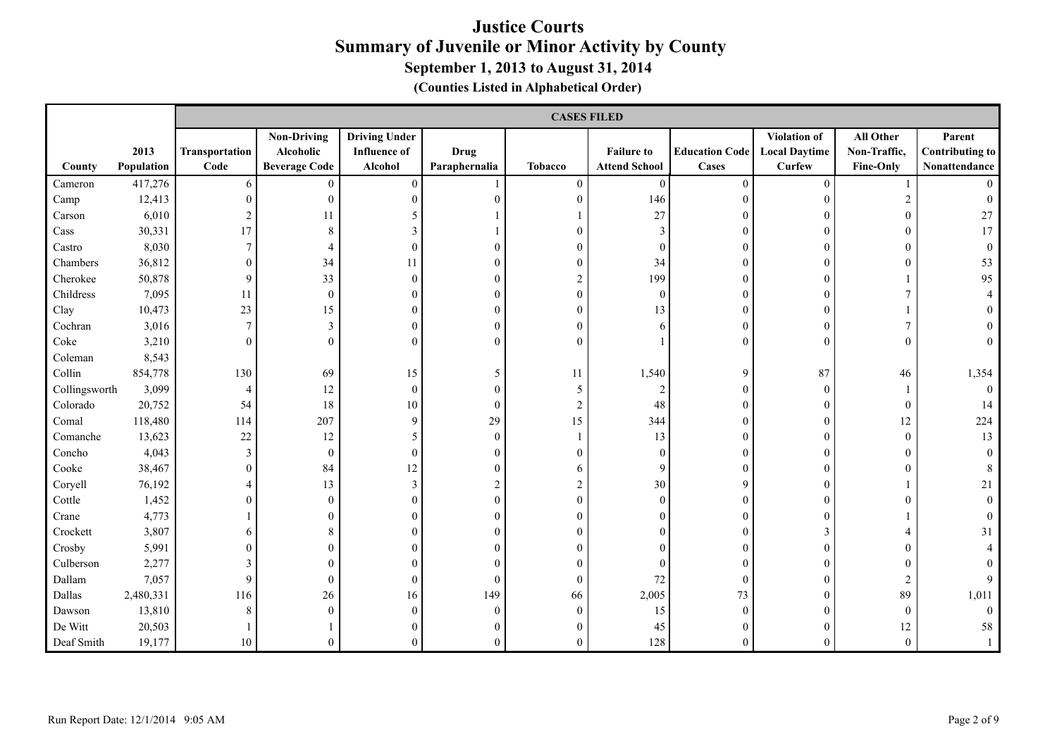# Justice Courts
## Summary of Juvenile or Minor Activity by County
### September 1, 2013 to August 31, 2014
**(Counties Listed in Alphabetical Order)**

| County | 2013 Population | Transportation Code | Non-Driving Alcoholic Beverage Code | Driving Under Influence of Alcohol | Drug Paraphernalia | Tobacco | Failure to Attend School | Education Code Cases | Violation of Local Daytime Curfew | All Other Non-Traffic, Fine-Only | Parent Contributing to Nonattendance |
|---|---|---|---|---|---|---|---|---|---|---|---|
| | | CASES FILED | | | | | | | | | |
| Cameron | 417,276 | 6 | 0 | 0 | 1 | 0 | 0 | 0 | 0 | 1 | 0 |
| Camp | 12,413 | 0 | 0 | 0 | 0 | 0 | 146 | 0 | 0 | 2 | 0 |
| Carson | 6,010 | 2 | 11 | 5 | 1 | 1 | 27 | 0 | 0 | 0 | 27 |
| Cass | 30,331 | 17 | 8 | 3 | 1 | 0 | 3 | 0 | 0 | 0 | 17 |
| Castro | 8,030 | 7 | 4 | 0 | 0 | 0 | 0 | 0 | 0 | 0 | 0 |
| Chambers | 36,812 | 0 | 34 | 11 | 0 | 0 | 34 | 0 | 0 | 0 | 53 |
| Cherokee | 50,878 | 9 | 33 | 0 | 0 | 2 | 199 | 0 | 0 | 1 | 95 |
| Childress | 7,095 | 11 | 0 | 0 | 0 | 0 | 0 | 0 | 0 | 7 | 4 |
| Clay | 10,473 | 23 | 15 | 0 | 0 | 0 | 13 | 0 | 0 | 1 | 0 |
| Cochran | 3,016 | 7 | 3 | 0 | 0 | 0 | 6 | 0 | 0 | 7 | 0 |
| Coke | 3,210 | 0 | 0 | 0 | 0 | 0 | 1 | 0 | 0 | 0 | 0 |
| Coleman | 8,543 | | | | | | | | | | |
| Collin | 854,778 | 130 | 69 | 15 | 5 | 11 | 1,540 | 9 | 87 | 46 | 1,354 |
| Collingsworth | 3,099 | 4 | 12 | 0 | 0 | 5 | 2 | 0 | 0 | 1 | 0 |
| Colorado | 20,752 | 54 | 18 | 10 | 0 | 2 | 48 | 0 | 0 | 0 | 14 |
| Comal | 118,480 | 114 | 207 | 9 | 29 | 15 | 344 | 0 | 0 | 12 | 224 |
| Comanche | 13,623 | 22 | 12 | 5 | 0 | 1 | 13 | 0 | 0 | 0 | 13 |
| Concho | 4,043 | 3 | 0 | 0 | 0 | 0 | 0 | 0 | 0 | 0 | 0 |
| Cooke | 38,467 | 0 | 84 | 12 | 0 | 6 | 9 | 0 | 0 | 0 | 8 |
| Coryell | 76,192 | 4 | 13 | 3 | 2 | 2 | 30 | 9 | 0 | 1 | 21 |
| Cottle | 1,452 | 0 | 0 | 0 | 0 | 0 | 0 | 0 | 0 | 0 | 0 |
| Crane | 4,773 | 1 | 0 | 0 | 0 | 0 | 0 | 0 | 0 | 1 | 0 |
| Crockett | 3,807 | 6 | 8 | 0 | 0 | 0 | 0 | 0 | 3 | 4 | 31 |
| Crosby | 5,991 | 0 | 0 | 0 | 0 | 0 | 0 | 0 | 0 | 0 | 4 |
| Culberson | 2,277 | 3 | 0 | 0 | 0 | 0 | 0 | 0 | 0 | 0 | 0 |
| Dallam | 7,057 | 9 | 0 | 0 | 0 | 0 | 72 | 0 | 0 | 2 | 9 |
| Dallas | 2,480,331 | 116 | 26 | 16 | 149 | 66 | 2,005 | 73 | 0 | 89 | 1,011 |
| Dawson | 13,810 | 8 | 0 | 0 | 0 | 0 | 15 | 0 | 0 | 0 | 0 |
| De Witt | 20,503 | 1 | 1 | 0 | 0 | 0 | 45 | 0 | 0 | 12 | 58 |
| Deaf Smith | 19,177 | 10 | 0 | 0 | 0 | 0 | 128 | 0 | 0 | 0 | 1 |

Run Report Date: 12/1/2014 9:05 AM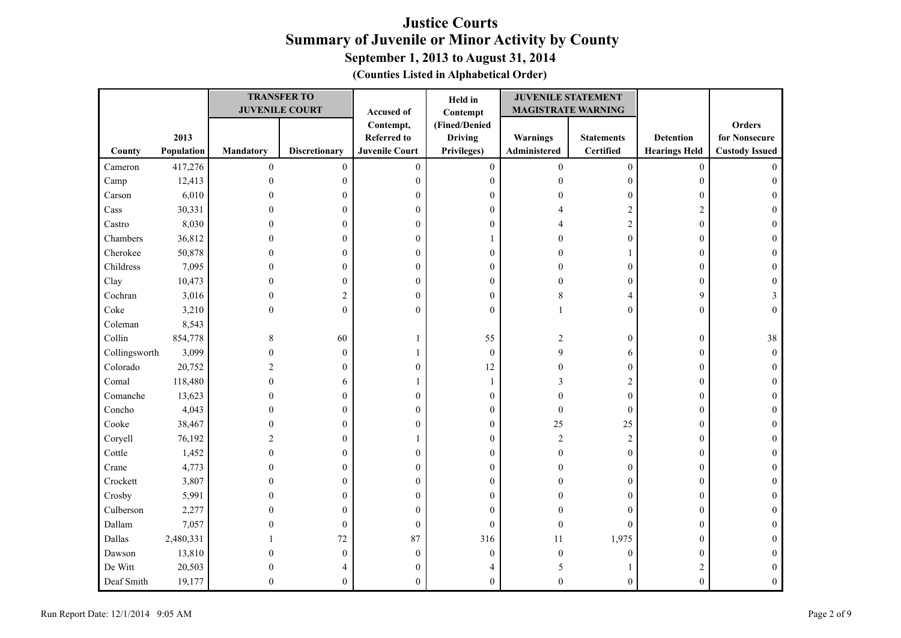# Justice Courts

## Summary of Juvenile or Minor Activity by County

### September 1, 2013 to August 31, 2014

**(Counties Listed in Alphabetical Order)**

| | | TRANSFER TO JUVENILE COURT | | Accused of | Held in Contempt | JUVENILE STATEMENT MAGISTRATE WARNING | | | |
|---|---|---|---|---|---|---|---|---|---|
| County | 2013 Population | Mandatory | Discretionary | Contempt, Referred to Juvenile Court | (Fined/Denied Driving Privileges) | Warnings Administered | Statements Certified | Detention Hearings Held | Orders for Nonsecure Custody Issued |
| Cameron | 417,276 | 0 | 0 | 0 | 0 | 0 | 0 | 0 | 0 |
| Camp | 12,413 | 0 | 0 | 0 | 0 | 0 | 0 | 0 | 0 |
| Carson | 6,010 | 0 | 0 | 0 | 0 | 0 | 0 | 0 | 0 |
| Cass | 30,331 | 0 | 0 | 0 | 0 | 4 | 2 | 2 | 0 |
| Castro | 8,030 | 0 | 0 | 0 | 0 | 4 | 2 | 0 | 0 |
| Chambers | 36,812 | 0 | 0 | 0 | 1 | 0 | 0 | 0 | 0 |
| Cherokee | 50,878 | 0 | 0 | 0 | 0 | 0 | 1 | 0 | 0 |
| Childress | 7,095 | 0 | 0 | 0 | 0 | 0 | 0 | 0 | 0 |
| Clay | 10,473 | 0 | 0 | 0 | 0 | 0 | 0 | 0 | 0 |
| Cochran | 3,016 | 0 | 2 | 0 | 0 | 8 | 4 | 9 | 3 |
| Coke | 3,210 | 0 | 0 | 0 | 0 | 1 | 0 | 0 | 0 |
| Coleman | 8,543 | | | | | | | | |
| Collin | 854,778 | 8 | 60 | 1 | 55 | 2 | 0 | 0 | 38 |
| Collingsworth | 3,099 | 0 | 0 | 1 | 0 | 9 | 6 | 0 | 0 |
| Colorado | 20,752 | 2 | 0 | 0 | 12 | 0 | 0 | 0 | 0 |
| Comal | 118,480 | 0 | 6 | 1 | 1 | 3 | 2 | 0 | 0 |
| Comanche | 13,623 | 0 | 0 | 0 | 0 | 0 | 0 | 0 | 0 |
| Concho | 4,043 | 0 | 0 | 0 | 0 | 0 | 0 | 0 | 0 |
| Cooke | 38,467 | 0 | 0 | 0 | 0 | 25 | 25 | 0 | 0 |
| Coryell | 76,192 | 2 | 0 | 1 | 0 | 2 | 2 | 0 | 0 |
| Cottle | 1,452 | 0 | 0 | 0 | 0 | 0 | 0 | 0 | 0 |
| Crane | 4,773 | 0 | 0 | 0 | 0 | 0 | 0 | 0 | 0 |
| Crockett | 3,807 | 0 | 0 | 0 | 0 | 0 | 0 | 0 | 0 |
| Crosby | 5,991 | 0 | 0 | 0 | 0 | 0 | 0 | 0 | 0 |
| Culberson | 2,277 | 0 | 0 | 0 | 0 | 0 | 0 | 0 | 0 |
| Dallam | 7,057 | 0 | 0 | 0 | 0 | 0 | 0 | 0 | 0 |
| Dallas | 2,480,331 | 1 | 72 | 87 | 316 | 11 | 1,975 | 0 | 0 |
| Dawson | 13,810 | 0 | 0 | 0 | 0 | 0 | 0 | 0 | 0 |
| De Witt | 20,503 | 0 | 4 | 0 | 4 | 5 | 1 | 2 | 0 |
| Deaf Smith | 19,177 | 0 | 0 | 0 | 0 | 0 | 0 | 0 | 0 |

Run Report Date: 12/1/2014 9:05 AM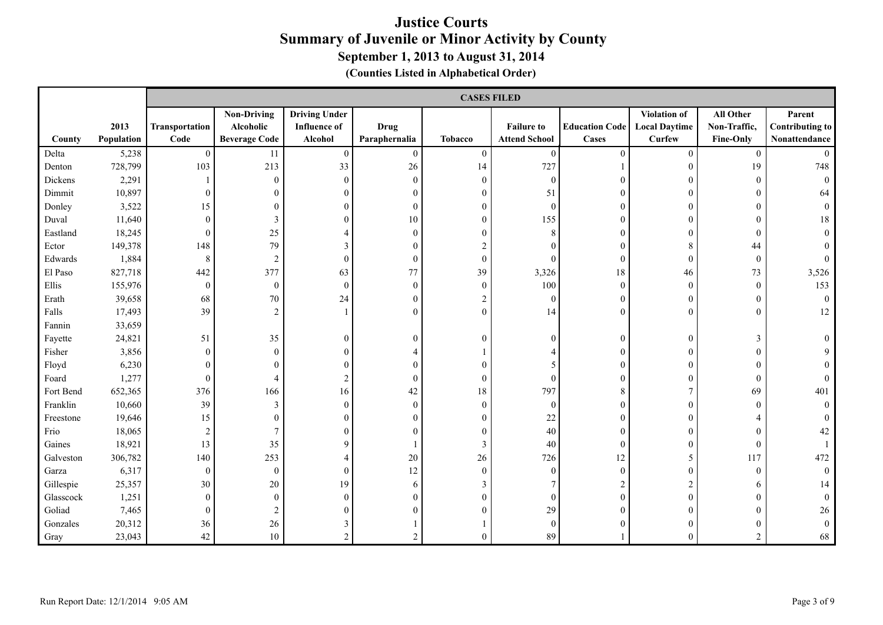# Justice Courts
## Summary of Juvenile or Minor Activity by County
### September 1, 2013 to August 31, 2014
**(Counties Listed in Alphabetical Order)**

| | | CASES FILED | | | | | | | | | |
|---|---|---|---|---|---|---|---|---|---|---|---|
| County | 2013 Population | Transportation Code | Non-Driving Alcoholic Beverage Code | Driving Under Influence of Alcohol | Drug Paraphernalia | Tobacco | Failure to Attend School | Education Code Cases | Violation of Local Daytime Curfew | All Other Non-Traffic, Fine-Only | Parent Contributing to Nonattendance |
| Delta | 5,238 | 0 | 11 | 0 | 0 | 0 | 0 | 0 | 0 | 0 | 0 |
| Denton | 728,799 | 103 | 213 | 33 | 26 | 14 | 727 | 1 | 0 | 19 | 748 |
| Dickens | 2,291 | 1 | 0 | 0 | 0 | 0 | 0 | 0 | 0 | 0 | 0 |
| Dimmit | 10,897 | 0 | 0 | 0 | 0 | 0 | 51 | 0 | 0 | 0 | 64 |
| Donley | 3,522 | 15 | 0 | 0 | 0 | 0 | 0 | 0 | 0 | 0 | 0 |
| Duval | 11,640 | 0 | 3 | 0 | 10 | 0 | 155 | 0 | 0 | 0 | 18 |
| Eastland | 18,245 | 0 | 25 | 4 | 0 | 0 | 8 | 0 | 0 | 0 | 0 |
| Ector | 149,378 | 148 | 79 | 3 | 0 | 2 | 0 | 0 | 8 | 44 | 0 |
| Edwards | 1,884 | 8 | 2 | 0 | 0 | 0 | 0 | 0 | 0 | 0 | 0 |
| El Paso | 827,718 | 442 | 377 | 63 | 77 | 39 | 3,326 | 18 | 46 | 73 | 3,526 |
| Ellis | 155,976 | 0 | 0 | 0 | 0 | 0 | 100 | 0 | 0 | 0 | 153 |
| Erath | 39,658 | 68 | 70 | 24 | 0 | 2 | 0 | 0 | 0 | 0 | 0 |
| Falls | 17,493 | 39 | 2 | 1 | 0 | 0 | 14 | 0 | 0 | 0 | 12 |
| Fannin | 33,659 | | | | | | | | | | |
| Fayette | 24,821 | 51 | 35 | 0 | 0 | 0 | 0 | 0 | 0 | 3 | 0 |
| Fisher | 3,856 | 0 | 0 | 0 | 4 | 1 | 4 | 0 | 0 | 0 | 9 |
| Floyd | 6,230 | 0 | 0 | 0 | 0 | 0 | 5 | 0 | 0 | 0 | 0 |
| Foard | 1,277 | 0 | 4 | 2 | 0 | 0 | 0 | 0 | 0 | 0 | 0 |
| Fort Bend | 652,365 | 376 | 166 | 16 | 42 | 18 | 797 | 8 | 7 | 69 | 401 |
| Franklin | 10,660 | 39 | 3 | 0 | 0 | 0 | 0 | 0 | 0 | 0 | 0 |
| Freestone | 19,646 | 15 | 0 | 0 | 0 | 0 | 22 | 0 | 0 | 4 | 0 |
| Frio | 18,065 | 2 | 7 | 0 | 0 | 0 | 40 | 0 | 0 | 0 | 42 |
| Gaines | 18,921 | 13 | 35 | 9 | 1 | 3 | 40 | 0 | 0 | 0 | 1 |
| Galveston | 306,782 | 140 | 253 | 4 | 20 | 26 | 726 | 12 | 5 | 117 | 472 |
| Garza | 6,317 | 0 | 0 | 0 | 12 | 0 | 0 | 0 | 0 | 0 | 0 |
| Gillespie | 25,357 | 30 | 20 | 19 | 6 | 3 | 7 | 2 | 2 | 6 | 14 |
| Glasscock | 1,251 | 0 | 0 | 0 | 0 | 0 | 0 | 0 | 0 | 0 | 0 |
| Goliad | 7,465 | 0 | 2 | 0 | 0 | 0 | 29 | 0 | 0 | 0 | 26 |
| Gonzales | 20,312 | 36 | 26 | 3 | 1 | 1 | 0 | 0 | 0 | 0 | 0 |
| Gray | 23,043 | 42 | 10 | 2 | 2 | 0 | 89 | 1 | 0 | 2 | 68 |

Run Report Date: 12/1/2014 9:05 AM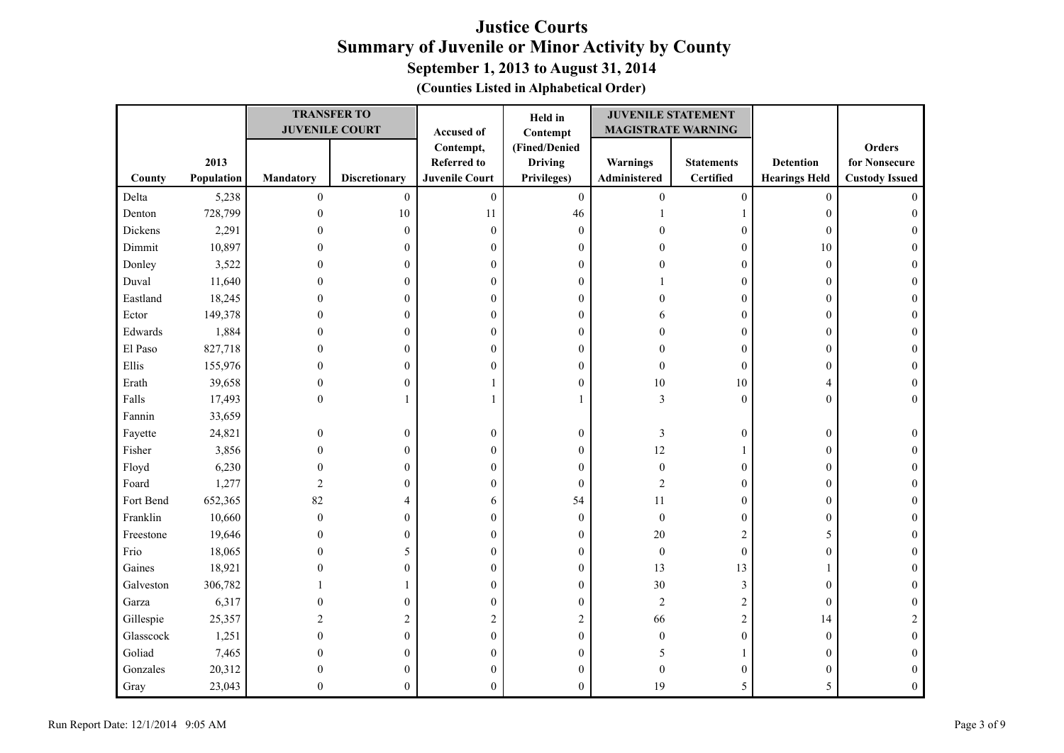# Justice Courts
## Summary of Juvenile or Minor Activity by County
### September 1, 2013 to August 31, 2014
**(Counties Listed in Alphabetical Order)**

| | | TRANSFER TO JUVENILE COURT | | Accused of Contempt, Referred to Juvenile Court | Held in Contempt (Fined/Denied Driving Privileges) | JUVENILE STATEMENT MAGISTRATE WARNING | | | |
|---|---|---|---|---|---|---|---|---|---|
| County | 2013 Population | Mandatory | Discretionary | | | Warnings Administered | Statements Certified | Detention Hearings Held | Orders for Nonsecure Custody Issued |
| Delta | 5,238 | 0 | 0 | 0 | 0 | 0 | 0 | 0 | 0 |
| Denton | 728,799 | 0 | 10 | 11 | 46 | 1 | 1 | 0 | 0 |
| Dickens | 2,291 | 0 | 0 | 0 | 0 | 0 | 0 | 0 | 0 |
| Dimmit | 10,897 | 0 | 0 | 0 | 0 | 0 | 0 | 10 | 0 |
| Donley | 3,522 | 0 | 0 | 0 | 0 | 0 | 0 | 0 | 0 |
| Duval | 11,640 | 0 | 0 | 0 | 0 | 1 | 0 | 0 | 0 |
| Eastland | 18,245 | 0 | 0 | 0 | 0 | 0 | 0 | 0 | 0 |
| Ector | 149,378 | 0 | 0 | 0 | 0 | 6 | 0 | 0 | 0 |
| Edwards | 1,884 | 0 | 0 | 0 | 0 | 0 | 0 | 0 | 0 |
| El Paso | 827,718 | 0 | 0 | 0 | 0 | 0 | 0 | 0 | 0 |
| Ellis | 155,976 | 0 | 0 | 0 | 0 | 0 | 0 | 0 | 0 |
| Erath | 39,658 | 0 | 0 | 1 | 0 | 10 | 10 | 4 | 0 |
| Falls | 17,493 | 0 | 1 | 1 | 1 | 3 | 0 | 0 | 0 |
| Fannin | 33,659 | | | | | | | | |
| Fayette | 24,821 | 0 | 0 | 0 | 0 | 3 | 0 | 0 | 0 |
| Fisher | 3,856 | 0 | 0 | 0 | 0 | 12 | 1 | 0 | 0 |
| Floyd | 6,230 | 0 | 0 | 0 | 0 | 0 | 0 | 0 | 0 |
| Foard | 1,277 | 2 | 0 | 0 | 0 | 2 | 0 | 0 | 0 |
| Fort Bend | 652,365 | 82 | 4 | 6 | 54 | 11 | 0 | 0 | 0 |
| Franklin | 10,660 | 0 | 0 | 0 | 0 | 0 | 0 | 0 | 0 |
| Freestone | 19,646 | 0 | 0 | 0 | 0 | 20 | 2 | 5 | 0 |
| Frio | 18,065 | 0 | 5 | 0 | 0 | 0 | 0 | 0 | 0 |
| Gaines | 18,921 | 0 | 0 | 0 | 0 | 13 | 13 | 1 | 0 |
| Galveston | 306,782 | 1 | 1 | 0 | 0 | 30 | 3 | 0 | 0 |
| Garza | 6,317 | 0 | 0 | 0 | 0 | 2 | 2 | 0 | 0 |
| Gillespie | 25,357 | 2 | 2 | 2 | 2 | 66 | 2 | 14 | 2 |
| Glasscock | 1,251 | 0 | 0 | 0 | 0 | 0 | 0 | 0 | 0 |
| Goliad | 7,465 | 0 | 0 | 0 | 0 | 5 | 1 | 0 | 0 |
| Gonzales | 20,312 | 0 | 0 | 0 | 0 | 0 | 0 | 0 | 0 |
| Gray | 23,043 | 0 | 0 | 0 | 0 | 19 | 5 | 5 | 0 |

Run Report Date: 12/1/2014 9:05 AM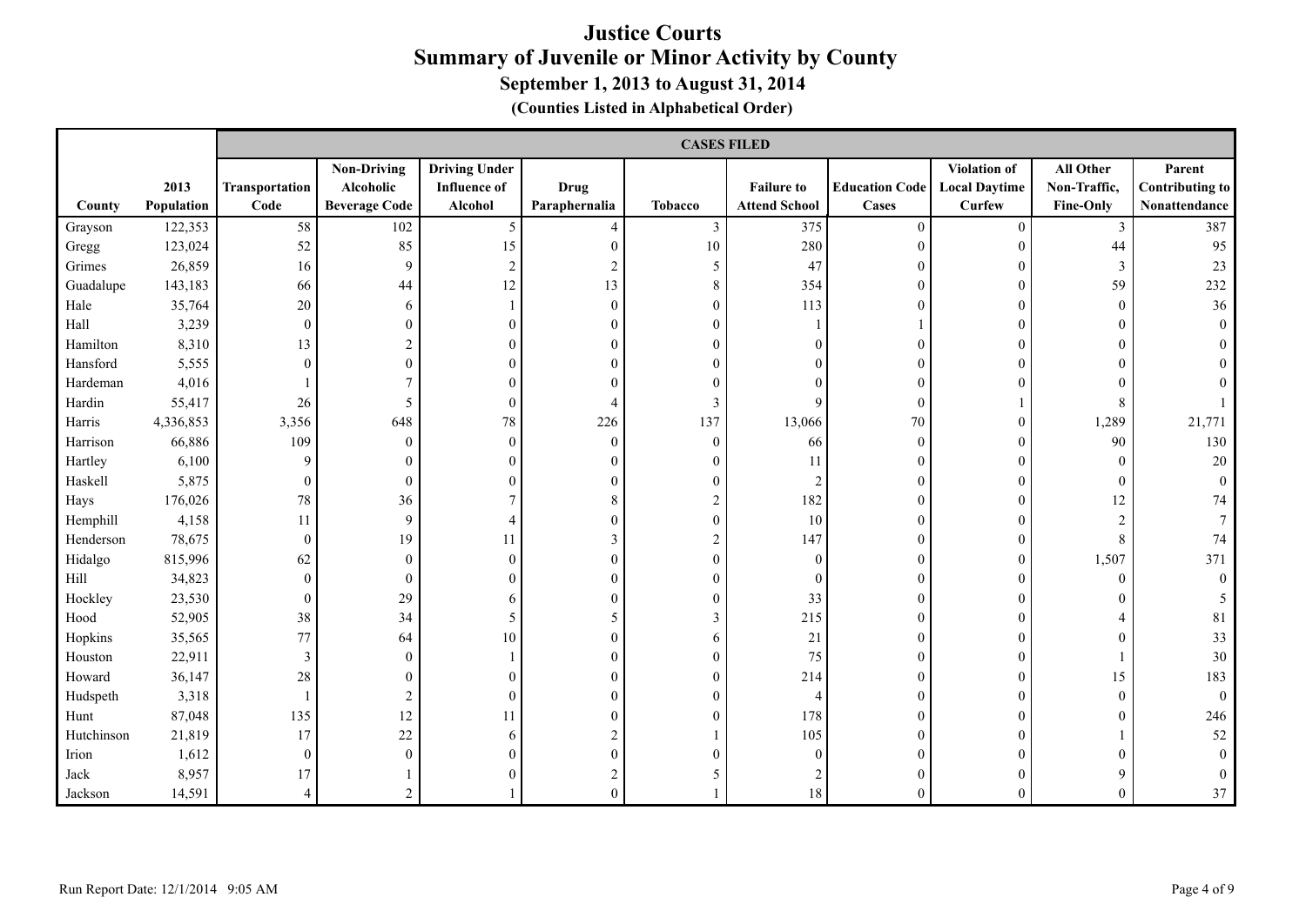# Justice Courts
## Summary of Juvenile or Minor Activity by County
### September 1, 2013 to August 31, 2014
**(Counties Listed in Alphabetical Order)**

| | | CASES FILED | | | | | | | | | |
|---|---|---|---|---|---|---|---|---|---|---|---|
| County | 2013 Population | Transportation Code | Non-Driving Alcoholic Beverage Code | Driving Under Influence of Alcohol | Drug Paraphernalia | Tobacco | Failure to Attend School | Education Code Cases | Violation of Local Daytime Curfew | All Other Non-Traffic, Fine-Only | Parent Contributing to Nonattendance |
| Grayson | 122,353 | 58 | 102 | 5 | 4 | 3 | 375 | 0 | 0 | 3 | 387 |
| Gregg | 123,024 | 52 | 85 | 15 | 0 | 10 | 280 | 0 | 0 | 44 | 95 |
| Grimes | 26,859 | 16 | 9 | 2 | 2 | 5 | 47 | 0 | 0 | 3 | 23 |
| Guadalupe | 143,183 | 66 | 44 | 12 | 13 | 8 | 354 | 0 | 0 | 59 | 232 |
| Hale | 35,764 | 20 | 6 | 1 | 0 | 0 | 113 | 0 | 0 | 0 | 36 |
| Hall | 3,239 | 0 | 0 | 0 | 0 | 0 | 1 | 1 | 0 | 0 | 0 |
| Hamilton | 8,310 | 13 | 2 | 0 | 0 | 0 | 0 | 0 | 0 | 0 | 0 |
| Hansford | 5,555 | 0 | 0 | 0 | 0 | 0 | 0 | 0 | 0 | 0 | 0 |
| Hardeman | 4,016 | 1 | 7 | 0 | 0 | 0 | 0 | 0 | 0 | 0 | 0 |
| Hardin | 55,417 | 26 | 5 | 0 | 4 | 3 | 9 | 0 | 1 | 8 | 1 |
| Harris | 4,336,853 | 3,356 | 648 | 78 | 226 | 137 | 13,066 | 70 | 0 | 1,289 | 21,771 |
| Harrison | 66,886 | 109 | 0 | 0 | 0 | 0 | 66 | 0 | 0 | 90 | 130 |
| Hartley | 6,100 | 9 | 0 | 0 | 0 | 0 | 11 | 0 | 0 | 0 | 20 |
| Haskell | 5,875 | 0 | 0 | 0 | 0 | 0 | 2 | 0 | 0 | 0 | 0 |
| Hays | 176,026 | 78 | 36 | 7 | 8 | 2 | 182 | 0 | 0 | 12 | 74 |
| Hemphill | 4,158 | 11 | 9 | 4 | 0 | 0 | 10 | 0 | 0 | 2 | 7 |
| Henderson | 78,675 | 0 | 19 | 11 | 3 | 2 | 147 | 0 | 0 | 8 | 74 |
| Hidalgo | 815,996 | 62 | 0 | 0 | 0 | 0 | 0 | 0 | 0 | 1,507 | 371 |
| Hill | 34,823 | 0 | 0 | 0 | 0 | 0 | 0 | 0 | 0 | 0 | 0 |
| Hockley | 23,530 | 0 | 29 | 6 | 0 | 0 | 33 | 0 | 0 | 0 | 5 |
| Hood | 52,905 | 38 | 34 | 5 | 5 | 3 | 215 | 0 | 0 | 4 | 81 |
| Hopkins | 35,565 | 77 | 64 | 10 | 0 | 6 | 21 | 0 | 0 | 0 | 33 |
| Houston | 22,911 | 3 | 0 | 1 | 0 | 0 | 75 | 0 | 0 | 1 | 30 |
| Howard | 36,147 | 28 | 0 | 0 | 0 | 0 | 214 | 0 | 0 | 15 | 183 |
| Hudspeth | 3,318 | 1 | 2 | 0 | 0 | 0 | 4 | 0 | 0 | 0 | 0 |
| Hunt | 87,048 | 135 | 12 | 11 | 0 | 0 | 178 | 0 | 0 | 0 | 246 |
| Hutchinson | 21,819 | 17 | 22 | 6 | 2 | 1 | 105 | 0 | 0 | 1 | 52 |
| Irion | 1,612 | 0 | 0 | 0 | 0 | 0 | 0 | 0 | 0 | 0 | 0 |
| Jack | 8,957 | 17 | 1 | 0 | 2 | 5 | 2 | 0 | 0 | 9 | 0 |
| Jackson | 14,591 | 4 | 2 | 1 | 0 | 1 | 18 | 0 | 0 | 0 | 37 |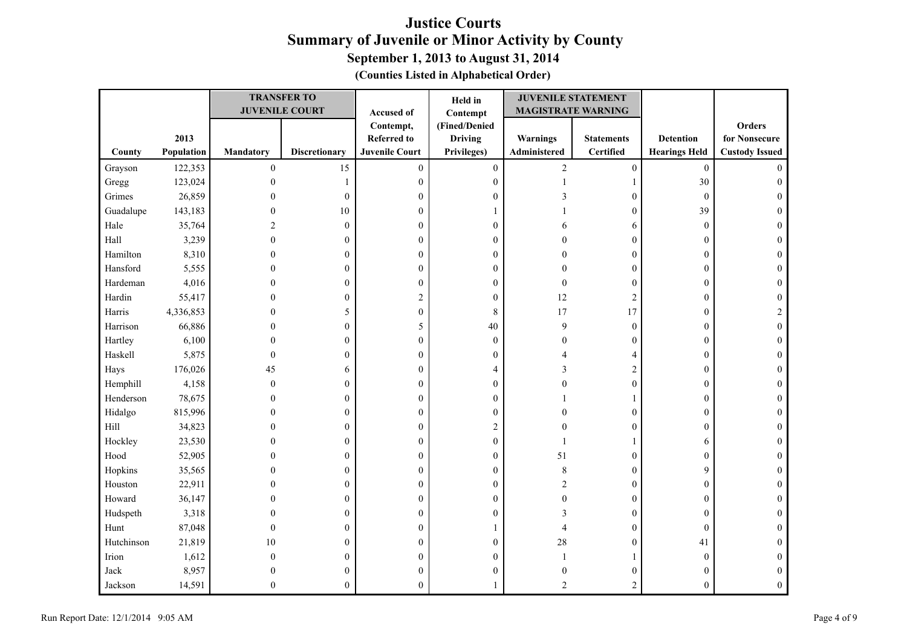# Justice Courts
## Summary of Juvenile or Minor Activity by County
### September 1, 2013 to August 31, 2014
**(Counties Listed in Alphabetical Order)**

| | | TRANSFER TO JUVENILE COURT | | | | JUVENILE STATEMENT MAGISTRATE WARNING | | | |
|---|---|---|---|---|---|---|---|---|---|
| County | 2013 Population | Mandatory | Discretionary | Accused of Contempt, Referred to Juvenile Court | Held in Contempt (Fined/Denied Driving Privileges) | Warnings Administered | Statements Certified | Detention Hearings Held | Orders for Nonsecure Custody Issued |
| Grayson | 122,353 | 0 | 15 | 0 | 0 | 2 | 0 | 0 | 0 |
| Gregg | 123,024 | 0 | 1 | 0 | 0 | 1 | 1 | 30 | 0 |
| Grimes | 26,859 | 0 | 0 | 0 | 0 | 3 | 0 | 0 | 0 |
| Guadalupe | 143,183 | 0 | 10 | 0 | 1 | 1 | 0 | 39 | 0 |
| Hale | 35,764 | 2 | 0 | 0 | 0 | 6 | 6 | 0 | 0 |
| Hall | 3,239 | 0 | 0 | 0 | 0 | 0 | 0 | 0 | 0 |
| Hamilton | 8,310 | 0 | 0 | 0 | 0 | 0 | 0 | 0 | 0 |
| Hansford | 5,555 | 0 | 0 | 0 | 0 | 0 | 0 | 0 | 0 |
| Hardeman | 4,016 | 0 | 0 | 0 | 0 | 0 | 0 | 0 | 0 |
| Hardin | 55,417 | 0 | 0 | 2 | 0 | 12 | 2 | 0 | 0 |
| Harris | 4,336,853 | 0 | 5 | 0 | 8 | 17 | 17 | 0 | 2 |
| Harrison | 66,886 | 0 | 0 | 5 | 40 | 9 | 0 | 0 | 0 |
| Hartley | 6,100 | 0 | 0 | 0 | 0 | 0 | 0 | 0 | 0 |
| Haskell | 5,875 | 0 | 0 | 0 | 0 | 4 | 4 | 0 | 0 |
| Hays | 176,026 | 45 | 6 | 0 | 4 | 3 | 2 | 0 | 0 |
| Hemphill | 4,158 | 0 | 0 | 0 | 0 | 0 | 0 | 0 | 0 |
| Henderson | 78,675 | 0 | 0 | 0 | 0 | 1 | 1 | 0 | 0 |
| Hidalgo | 815,996 | 0 | 0 | 0 | 0 | 0 | 0 | 0 | 0 |
| Hill | 34,823 | 0 | 0 | 0 | 2 | 0 | 0 | 0 | 0 |
| Hockley | 23,530 | 0 | 0 | 0 | 0 | 1 | 1 | 6 | 0 |
| Hood | 52,905 | 0 | 0 | 0 | 0 | 51 | 0 | 0 | 0 |
| Hopkins | 35,565 | 0 | 0 | 0 | 0 | 8 | 0 | 9 | 0 |
| Houston | 22,911 | 0 | 0 | 0 | 0 | 2 | 0 | 0 | 0 |
| Howard | 36,147 | 0 | 0 | 0 | 0 | 0 | 0 | 0 | 0 |
| Hudspeth | 3,318 | 0 | 0 | 0 | 0 | 3 | 0 | 0 | 0 |
| Hunt | 87,048 | 0 | 0 | 0 | 1 | 4 | 0 | 0 | 0 |
| Hutchinson | 21,819 | 10 | 0 | 0 | 0 | 28 | 0 | 41 | 0 |
| Irion | 1,612 | 0 | 0 | 0 | 0 | 1 | 1 | 0 | 0 |
| Jack | 8,957 | 0 | 0 | 0 | 0 | 0 | 0 | 0 | 0 |
| Jackson | 14,591 | 0 | 0 | 0 | 1 | 2 | 2 | 0 | 0 |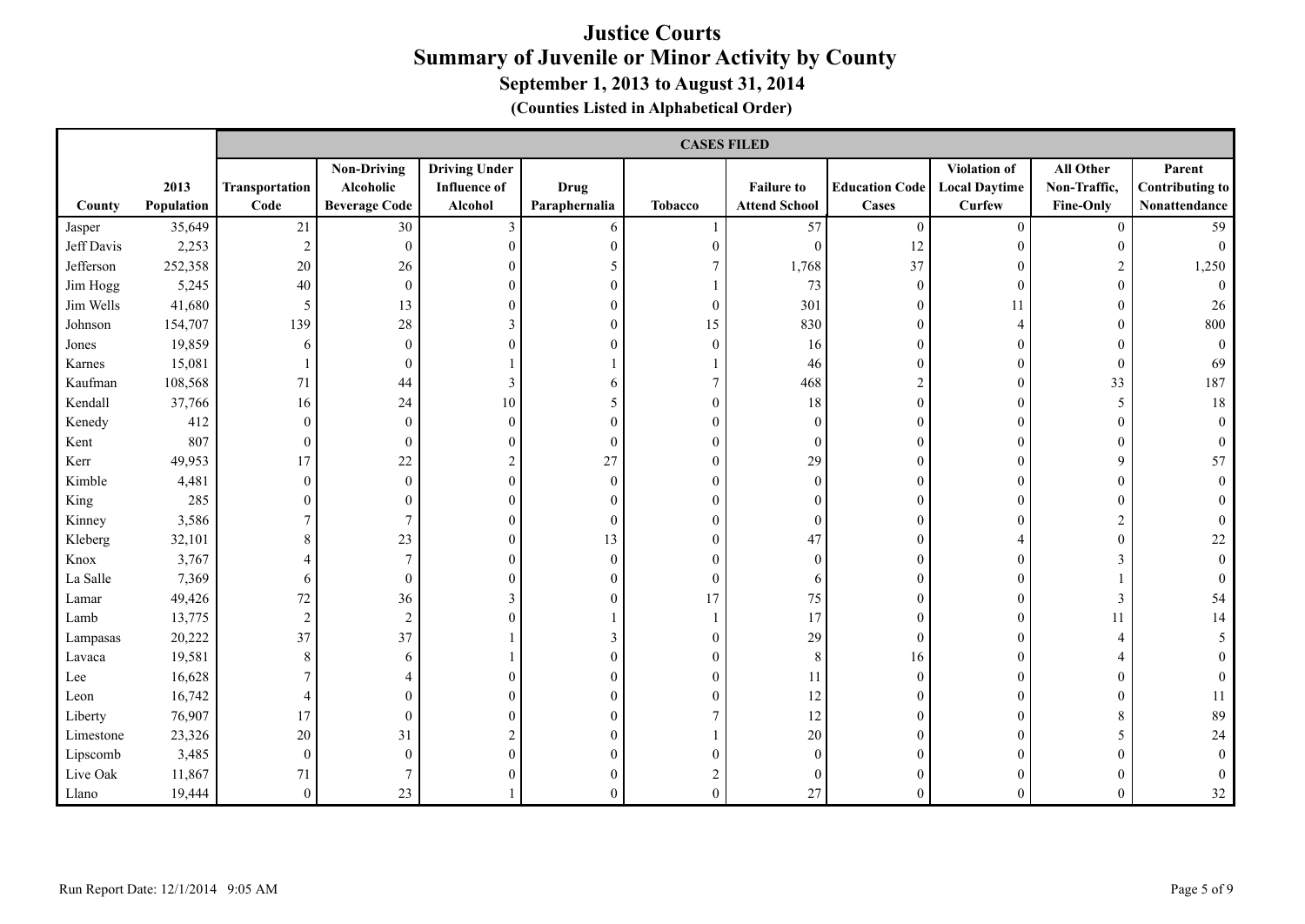# Justice Courts
## Summary of Juvenile or Minor Activity by County
### September 1, 2013 to August 31, 2014
**(Counties Listed in Alphabetical Order)**

| | | CASES FILED | | | | | | | | | |
|---|---|---|---|---|---|---|---|---|---|---|---|
| County | 2013 Population | Transportation Code | Non-Driving Alcoholic Beverage Code | Driving Under Influence of Alcohol | Drug Paraphernalia | Tobacco | Failure to Attend School | Education Code Cases | Violation of Local Daytime Curfew | All Other Non-Traffic, Fine-Only | Parent Contributing to Nonattendance |
| Jasper | 35,649 | 21 | 30 | 3 | 6 | 1 | 57 | 0 | 0 | 0 | 59 |
| Jeff Davis | 2,253 | 2 | 0 | 0 | 0 | 0 | 0 | 12 | 0 | 0 | 0 |
| Jefferson | 252,358 | 20 | 26 | 0 | 5 | 7 | 1,768 | 37 | 0 | 2 | 1,250 |
| Jim Hogg | 5,245 | 40 | 0 | 0 | 0 | 1 | 73 | 0 | 0 | 0 | 0 |
| Jim Wells | 41,680 | 5 | 13 | 0 | 0 | 0 | 301 | 0 | 11 | 0 | 26 |
| Johnson | 154,707 | 139 | 28 | 3 | 0 | 15 | 830 | 0 | 4 | 0 | 800 |
| Jones | 19,859 | 6 | 0 | 0 | 0 | 0 | 16 | 0 | 0 | 0 | 0 |
| Karnes | 15,081 | 1 | 0 | 1 | 1 | 1 | 46 | 0 | 0 | 0 | 69 |
| Kaufman | 108,568 | 71 | 44 | 3 | 6 | 7 | 468 | 2 | 0 | 33 | 187 |
| Kendall | 37,766 | 16 | 24 | 10 | 5 | 0 | 18 | 0 | 0 | 5 | 18 |
| Kenedy | 412 | 0 | 0 | 0 | 0 | 0 | 0 | 0 | 0 | 0 | 0 |
| Kent | 807 | 0 | 0 | 0 | 0 | 0 | 0 | 0 | 0 | 0 | 0 |
| Kerr | 49,953 | 17 | 22 | 2 | 27 | 0 | 29 | 0 | 0 | 9 | 57 |
| Kimble | 4,481 | 0 | 0 | 0 | 0 | 0 | 0 | 0 | 0 | 0 | 0 |
| King | 285 | 0 | 0 | 0 | 0 | 0 | 0 | 0 | 0 | 0 | 0 |
| Kinney | 3,586 | 7 | 7 | 0 | 0 | 0 | 0 | 0 | 0 | 2 | 0 |
| Kleberg | 32,101 | 8 | 23 | 0 | 13 | 0 | 47 | 0 | 4 | 0 | 22 |
| Knox | 3,767 | 4 | 7 | 0 | 0 | 0 | 0 | 0 | 0 | 3 | 0 |
| La Salle | 7,369 | 6 | 0 | 0 | 0 | 0 | 6 | 0 | 0 | 1 | 0 |
| Lamar | 49,426 | 72 | 36 | 3 | 0 | 17 | 75 | 0 | 0 | 3 | 54 |
| Lamb | 13,775 | 2 | 2 | 0 | 1 | 1 | 17 | 0 | 0 | 11 | 14 |
| Lampasas | 20,222 | 37 | 37 | 1 | 3 | 0 | 29 | 0 | 0 | 4 | 5 |
| Lavaca | 19,581 | 8 | 6 | 1 | 0 | 0 | 8 | 16 | 0 | 4 | 0 |
| Lee | 16,628 | 7 | 4 | 0 | 0 | 0 | 11 | 0 | 0 | 0 | 0 |
| Leon | 16,742 | 4 | 0 | 0 | 0 | 0 | 12 | 0 | 0 | 0 | 11 |
| Liberty | 76,907 | 17 | 0 | 0 | 0 | 7 | 12 | 0 | 0 | 8 | 89 |
| Limestone | 23,326 | 20 | 31 | 2 | 0 | 1 | 20 | 0 | 0 | 5 | 24 |
| Lipscomb | 3,485 | 0 | 0 | 0 | 0 | 0 | 0 | 0 | 0 | 0 | 0 |
| Live Oak | 11,867 | 71 | 7 | 0 | 0 | 2 | 0 | 0 | 0 | 0 | 0 |
| Llano | 19,444 | 0 | 23 | 1 | 0 | 0 | 27 | 0 | 0 | 0 | 32 |

Run Report Date: 12/1/2014 9:05 AM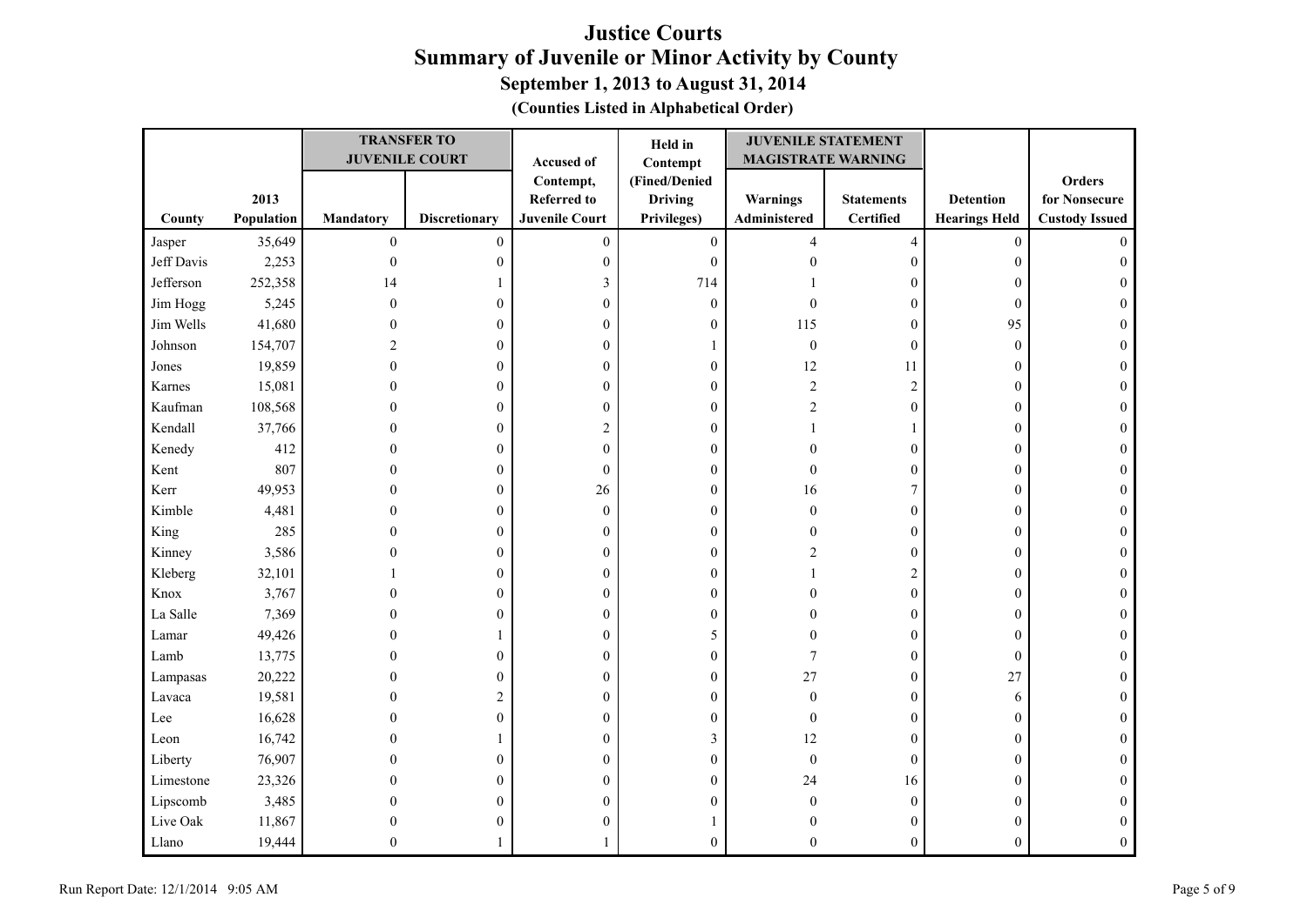# Justice Courts
## Summary of Juvenile or Minor Activity by County
### September 1, 2013 to August 31, 2014
**(Counties Listed in Alphabetical Order)**

| | | TRANSFER TO JUVENILE COURT | | | Held in Contempt | JUVENILE STATEMENT MAGISTRATE WARNING | | | |
|---|---|---|---|---|---|---|---|---|---|
| County | 2013 Population | Mandatory | Discretionary | Accused of Contempt, Referred to Juvenile Court | (Fined/Denied Driving Privileges) | Warnings Administered | Statements Certified | Detention Hearings Held | Orders for Nonsecure Custody Issued |
| Jasper | 35,649 | 0 | 0 | 0 | 0 | 4 | 4 | 0 | 0 |
| Jeff Davis | 2,253 | 0 | 0 | 0 | 0 | 0 | 0 | 0 | 0 |
| Jefferson | 252,358 | 14 | 1 | 3 | 714 | 1 | 0 | 0 | 0 |
| Jim Hogg | 5,245 | 0 | 0 | 0 | 0 | 0 | 0 | 0 | 0 |
| Jim Wells | 41,680 | 0 | 0 | 0 | 0 | 115 | 0 | 95 | 0 |
| Johnson | 154,707 | 2 | 0 | 0 | 1 | 0 | 0 | 0 | 0 |
| Jones | 19,859 | 0 | 0 | 0 | 0 | 12 | 11 | 0 | 0 |
| Karnes | 15,081 | 0 | 0 | 0 | 0 | 2 | 2 | 0 | 0 |
| Kaufman | 108,568 | 0 | 0 | 0 | 0 | 2 | 0 | 0 | 0 |
| Kendall | 37,766 | 0 | 0 | 2 | 0 | 1 | 1 | 0 | 0 |
| Kenedy | 412 | 0 | 0 | 0 | 0 | 0 | 0 | 0 | 0 |
| Kent | 807 | 0 | 0 | 0 | 0 | 0 | 0 | 0 | 0 |
| Kerr | 49,953 | 0 | 0 | 26 | 0 | 16 | 7 | 0 | 0 |
| Kimble | 4,481 | 0 | 0 | 0 | 0 | 0 | 0 | 0 | 0 |
| King | 285 | 0 | 0 | 0 | 0 | 0 | 0 | 0 | 0 |
| Kinney | 3,586 | 0 | 0 | 0 | 0 | 2 | 0 | 0 | 0 |
| Kleberg | 32,101 | 1 | 0 | 0 | 0 | 1 | 2 | 0 | 0 |
| Knox | 3,767 | 0 | 0 | 0 | 0 | 0 | 0 | 0 | 0 |
| La Salle | 7,369 | 0 | 0 | 0 | 0 | 0 | 0 | 0 | 0 |
| Lamar | 49,426 | 0 | 1 | 0 | 5 | 0 | 0 | 0 | 0 |
| Lamb | 13,775 | 0 | 0 | 0 | 0 | 7 | 0 | 0 | 0 |
| Lampasas | 20,222 | 0 | 0 | 0 | 0 | 27 | 0 | 27 | 0 |
| Lavaca | 19,581 | 0 | 2 | 0 | 0 | 0 | 0 | 6 | 0 |
| Lee | 16,628 | 0 | 0 | 0 | 0 | 0 | 0 | 0 | 0 |
| Leon | 16,742 | 0 | 1 | 0 | 3 | 12 | 0 | 0 | 0 |
| Liberty | 76,907 | 0 | 0 | 0 | 0 | 0 | 0 | 0 | 0 |
| Limestone | 23,326 | 0 | 0 | 0 | 0 | 24 | 16 | 0 | 0 |
| Lipscomb | 3,485 | 0 | 0 | 0 | 0 | 0 | 0 | 0 | 0 |
| Live Oak | 11,867 | 0 | 0 | 0 | 1 | 0 | 0 | 0 | 0 |
| Llano | 19,444 | 0 | 1 | 1 | 0 | 0 | 0 | 0 | 0 |

Run Report Date: 12/1/2014 9:05 AM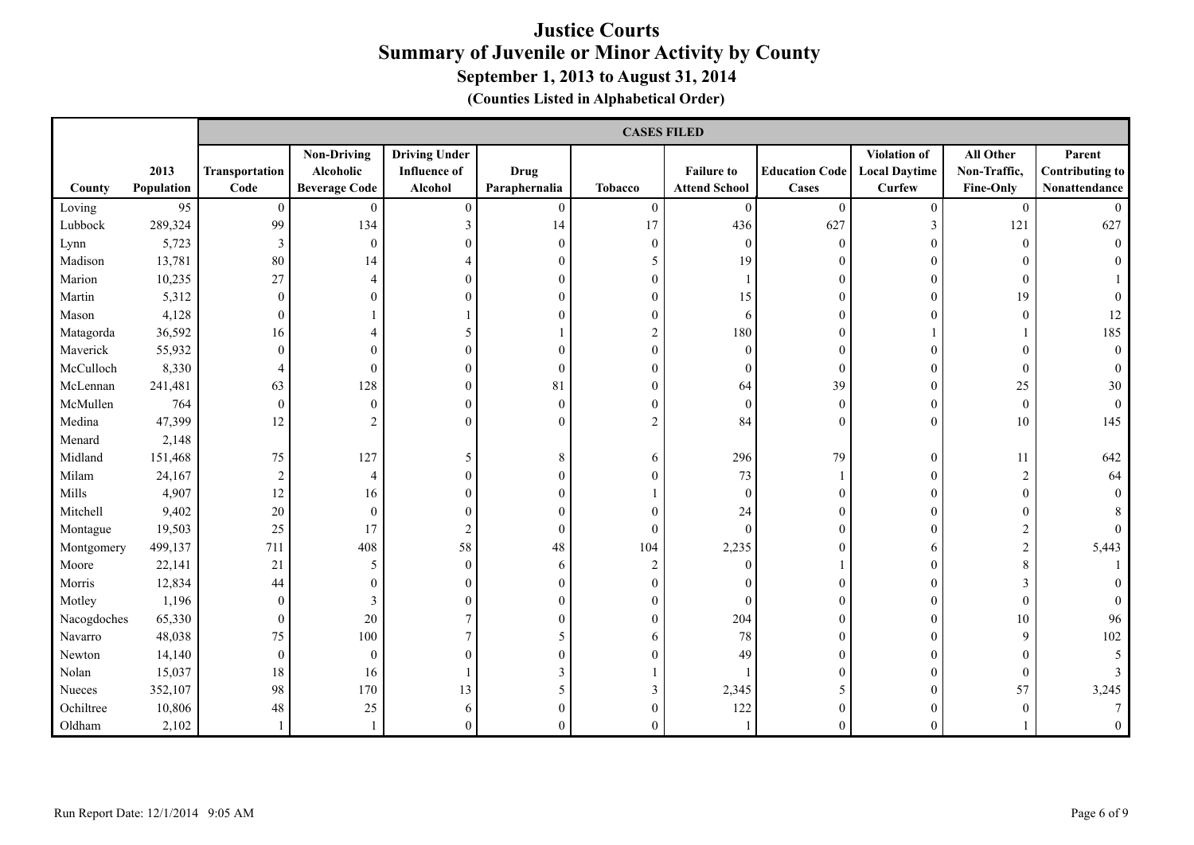# Justice Courts
## Summary of Juvenile or Minor Activity by County
### September 1, 2013 to August 31, 2014
### (Counties Listed in Alphabetical Order)

| | | CASES FILED | | | | | | | | | |
|---|---|---|---|---|---|---|---|---|---|---|---|
| County | 2013 Population | Transportation Code | Non-Driving Alcoholic Beverage Code | Driving Under Influence of Alcohol | Drug Paraphernalia | Tobacco | Failure to Attend School | Education Code Cases | Violation of Local Daytime Curfew | All Other Non-Traffic, Fine-Only | Parent Contributing to Nonattendance |
| Loving | 95 | 0 | 0 | 0 | 0 | 0 | 0 | 0 | 0 | 0 | 0 |
| Lubbock | 289,324 | 99 | 134 | 3 | 14 | 17 | 436 | 627 | 3 | 121 | 627 |
| Lynn | 5,723 | 3 | 0 | 0 | 0 | 0 | 0 | 0 | 0 | 0 | 0 |
| Madison | 13,781 | 80 | 14 | 4 | 0 | 5 | 19 | 0 | 0 | 0 | 0 |
| Marion | 10,235 | 27 | 4 | 0 | 0 | 0 | 1 | 0 | 0 | 0 | 1 |
| Martin | 5,312 | 0 | 0 | 0 | 0 | 0 | 15 | 0 | 0 | 19 | 0 |
| Mason | 4,128 | 0 | 1 | 1 | 0 | 0 | 6 | 0 | 0 | 0 | 12 |
| Matagorda | 36,592 | 16 | 4 | 5 | 1 | 2 | 180 | 0 | 1 | 1 | 185 |
| Maverick | 55,932 | 0 | 0 | 0 | 0 | 0 | 0 | 0 | 0 | 0 | 0 |
| McCulloch | 8,330 | 4 | 0 | 0 | 0 | 0 | 0 | 0 | 0 | 0 | 0 |
| McLennan | 241,481 | 63 | 128 | 0 | 81 | 0 | 64 | 39 | 0 | 25 | 30 |
| McMullen | 764 | 0 | 0 | 0 | 0 | 0 | 0 | 0 | 0 | 0 | 0 |
| Medina | 47,399 | 12 | 2 | 0 | 0 | 2 | 84 | 0 | 0 | 10 | 145 |
| Menard | 2,148 | | | | | | | | | | |
| Midland | 151,468 | 75 | 127 | 5 | 8 | 6 | 296 | 79 | 0 | 11 | 642 |
| Milam | 24,167 | 2 | 4 | 0 | 0 | 0 | 73 | 1 | 0 | 2 | 64 |
| Mills | 4,907 | 12 | 16 | 0 | 0 | 1 | 0 | 0 | 0 | 0 | 0 |
| Mitchell | 9,402 | 20 | 0 | 0 | 0 | 0 | 24 | 0 | 0 | 0 | 8 |
| Montague | 19,503 | 25 | 17 | 2 | 0 | 0 | 0 | 0 | 0 | 2 | 0 |
| Montgomery | 499,137 | 711 | 408 | 58 | 48 | 104 | 2,235 | 0 | 6 | 2 | 5,443 |
| Moore | 22,141 | 21 | 5 | 0 | 6 | 2 | 0 | 1 | 0 | 8 | 1 |
| Morris | 12,834 | 44 | 0 | 0 | 0 | 0 | 0 | 0 | 0 | 3 | 0 |
| Motley | 1,196 | 0 | 3 | 0 | 0 | 0 | 0 | 0 | 0 | 0 | 0 |
| Nacogdoches | 65,330 | 0 | 20 | 7 | 0 | 0 | 204 | 0 | 0 | 10 | 96 |
| Navarro | 48,038 | 75 | 100 | 7 | 5 | 6 | 78 | 0 | 0 | 9 | 102 |
| Newton | 14,140 | 0 | 0 | 0 | 0 | 0 | 49 | 0 | 0 | 0 | 5 |
| Nolan | 15,037 | 18 | 16 | 1 | 3 | 1 | 1 | 0 | 0 | 0 | 3 |
| Nueces | 352,107 | 98 | 170 | 13 | 5 | 3 | 2,345 | 5 | 0 | 57 | 3,245 |
| Ochiltree | 10,806 | 48 | 25 | 6 | 0 | 0 | 122 | 0 | 0 | 0 | 7 |
| Oldham | 2,102 | 1 | 1 | 0 | 0 | 0 | 1 | 0 | 0 | 1 | 0 |

Run Report Date: 12/1/2014 9:05 AM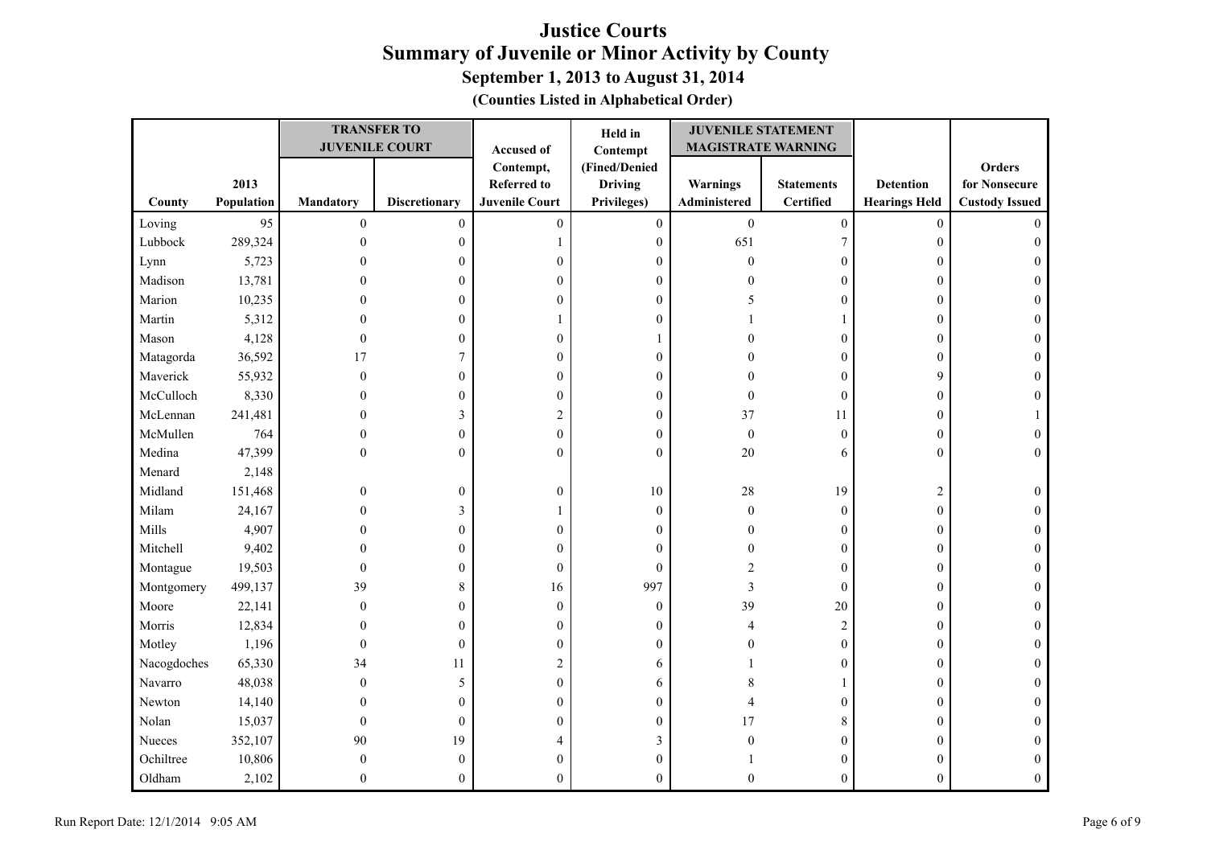# Justice Courts
## Summary of Juvenile or Minor Activity by County
### September 1, 2013 to August 31, 2014
**(Counties Listed in Alphabetical Order)**

| County | 2013 Population | TRANSFER TO JUVENILE COURT | | Accused of Contempt, Referred to Juvenile Court | Held in Contempt (Fined/Denied Driving Privileges) | JUVENILE STATEMENT MAGISTRATE WARNING | | Detention Hearings Held | Orders for Nonsecure Custody Issued |
|---|---|---|---|---|---|---|---|---|---|
| | | Mandatory | Discretionary | | | Warnings Administered | Statements Certified | | |
| Loving | 95 | 0 | 0 | 0 | 0 | 0 | 0 | 0 | 0 |
| Lubbock | 289,324 | 0 | 0 | 1 | 0 | 651 | 7 | 0 | 0 |
| Lynn | 5,723 | 0 | 0 | 0 | 0 | 0 | 0 | 0 | 0 |
| Madison | 13,781 | 0 | 0 | 0 | 0 | 0 | 0 | 0 | 0 |
| Marion | 10,235 | 0 | 0 | 0 | 0 | 5 | 0 | 0 | 0 |
| Martin | 5,312 | 0 | 0 | 1 | 0 | 1 | 1 | 0 | 0 |
| Mason | 4,128 | 0 | 0 | 0 | 1 | 0 | 0 | 0 | 0 |
| Matagorda | 36,592 | 17 | 7 | 0 | 0 | 0 | 0 | 0 | 0 |
| Maverick | 55,932 | 0 | 0 | 0 | 0 | 0 | 0 | 9 | 0 |
| McCulloch | 8,330 | 0 | 0 | 0 | 0 | 0 | 0 | 0 | 0 |
| McLennan | 241,481 | 0 | 3 | 2 | 0 | 37 | 11 | 0 | 1 |
| McMullen | 764 | 0 | 0 | 0 | 0 | 0 | 0 | 0 | 0 |
| Medina | 47,399 | 0 | 0 | 0 | 0 | 20 | 6 | 0 | 0 |
| Menard | 2,148 | | | | | | | | |
| Midland | 151,468 | 0 | 0 | 0 | 10 | 28 | 19 | 2 | 0 |
| Milam | 24,167 | 0 | 3 | 1 | 0 | 0 | 0 | 0 | 0 |
| Mills | 4,907 | 0 | 0 | 0 | 0 | 0 | 0 | 0 | 0 |
| Mitchell | 9,402 | 0 | 0 | 0 | 0 | 0 | 0 | 0 | 0 |
| Montague | 19,503 | 0 | 0 | 0 | 0 | 2 | 0 | 0 | 0 |
| Montgomery | 499,137 | 39 | 8 | 16 | 997 | 3 | 0 | 0 | 0 |
| Moore | 22,141 | 0 | 0 | 0 | 0 | 39 | 20 | 0 | 0 |
| Morris | 12,834 | 0 | 0 | 0 | 0 | 4 | 2 | 0 | 0 |
| Motley | 1,196 | 0 | 0 | 0 | 0 | 0 | 0 | 0 | 0 |
| Nacogdoches | 65,330 | 34 | 11 | 2 | 6 | 1 | 0 | 0 | 0 |
| Navarro | 48,038 | 0 | 5 | 0 | 6 | 8 | 1 | 0 | 0 |
| Newton | 14,140 | 0 | 0 | 0 | 0 | 4 | 0 | 0 | 0 |
| Nolan | 15,037 | 0 | 0 | 0 | 0 | 17 | 8 | 0 | 0 |
| Nueces | 352,107 | 90 | 19 | 4 | 3 | 0 | 0 | 0 | 0 |
| Ochiltree | 10,806 | 0 | 0 | 0 | 0 | 1 | 0 | 0 | 0 |
| Oldham | 2,102 | 0 | 0 | 0 | 0 | 0 | 0 | 0 | 0 |

Run Report Date: 12/1/2014 9:05 AM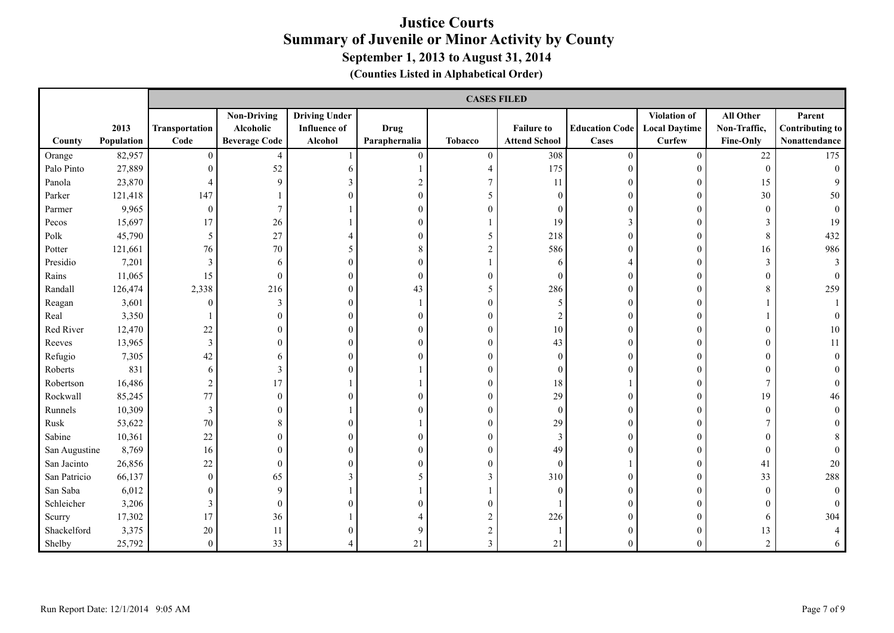# Justice Courts
## Summary of Juvenile or Minor Activity by County
### September 1, 2013 to August 31, 2014
#### (Counties Listed in Alphabetical Order)

| County | 2013 Population | CASES FILED | | | | | | | | | |
|---|---|---|---|---|---|---|---|---|---|---|---|
| | | Transportation Code | Non-Driving Alcoholic Beverage Code | Driving Under Influence of Alcohol | Drug Paraphernalia | Tobacco | Failure to Attend School | Education Code Cases | Violation of Local Daytime Curfew | All Other Non-Traffic, Fine-Only | Parent Contributing to Nonattendance |
| Orange | 82,957 | 0 | 4 | 1 | 0 | 0 | 308 | 0 | 0 | 22 | 175 |
| Palo Pinto | 27,889 | 0 | 52 | 6 | 1 | 4 | 175 | 0 | 0 | 0 | 0 |
| Panola | 23,870 | 4 | 9 | 3 | 2 | 7 | 11 | 0 | 0 | 15 | 9 |
| Parker | 121,418 | 147 | 1 | 0 | 0 | 5 | 0 | 0 | 0 | 30 | 50 |
| Parmer | 9,965 | 0 | 7 | 1 | 0 | 0 | 0 | 0 | 0 | 0 | 0 |
| Pecos | 15,697 | 17 | 26 | 1 | 0 | 1 | 19 | 3 | 0 | 3 | 19 |
| Polk | 45,790 | 5 | 27 | 4 | 0 | 5 | 218 | 0 | 0 | 8 | 432 |
| Potter | 121,661 | 76 | 70 | 5 | 8 | 2 | 586 | 0 | 0 | 16 | 986 |
| Presidio | 7,201 | 3 | 6 | 0 | 0 | 1 | 6 | 4 | 0 | 3 | 3 |
| Rains | 11,065 | 15 | 0 | 0 | 0 | 0 | 0 | 0 | 0 | 0 | 0 |
| Randall | 126,474 | 2,338 | 216 | 0 | 43 | 5 | 286 | 0 | 0 | 8 | 259 |
| Reagan | 3,601 | 0 | 3 | 0 | 1 | 0 | 5 | 0 | 0 | 1 | 1 |
| Real | 3,350 | 1 | 0 | 0 | 0 | 0 | 2 | 0 | 0 | 1 | 0 |
| Red River | 12,470 | 22 | 0 | 0 | 0 | 0 | 10 | 0 | 0 | 0 | 10 |
| Reeves | 13,965 | 3 | 0 | 0 | 0 | 0 | 43 | 0 | 0 | 0 | 11 |
| Refugio | 7,305 | 42 | 6 | 0 | 0 | 0 | 0 | 0 | 0 | 0 | 0 |
| Roberts | 831 | 6 | 3 | 0 | 1 | 0 | 0 | 0 | 0 | 0 | 0 |
| Robertson | 16,486 | 2 | 17 | 1 | 1 | 0 | 18 | 1 | 0 | 7 | 0 |
| Rockwall | 85,245 | 77 | 0 | 0 | 0 | 0 | 29 | 0 | 0 | 19 | 46 |
| Runnels | 10,309 | 3 | 0 | 1 | 0 | 0 | 0 | 0 | 0 | 0 | 0 |
| Rusk | 53,622 | 70 | 8 | 0 | 1 | 0 | 29 | 0 | 0 | 7 | 0 |
| Sabine | 10,361 | 22 | 0 | 0 | 0 | 0 | 3 | 0 | 0 | 0 | 8 |
| San Augustine | 8,769 | 16 | 0 | 0 | 0 | 0 | 49 | 0 | 0 | 0 | 0 |
| San Jacinto | 26,856 | 22 | 0 | 0 | 0 | 0 | 0 | 1 | 0 | 41 | 20 |
| San Patricio | 66,137 | 0 | 65 | 3 | 5 | 3 | 310 | 0 | 0 | 33 | 288 |
| San Saba | 6,012 | 0 | 9 | 1 | 1 | 1 | 0 | 0 | 0 | 0 | 0 |
| Schleicher | 3,206 | 3 | 0 | 0 | 0 | 0 | 1 | 0 | 0 | 0 | 0 |
| Scurry | 17,302 | 17 | 36 | 1 | 4 | 2 | 226 | 0 | 0 | 6 | 304 |
| Shackelford | 3,375 | 20 | 11 | 0 | 9 | 2 | 1 | 0 | 0 | 13 | 4 |
| Shelby | 25,792 | 0 | 33 | 4 | 21 | 3 | 21 | 0 | 0 | 2 | 6 |

Run Report Date: 12/1/2014 9:05 AM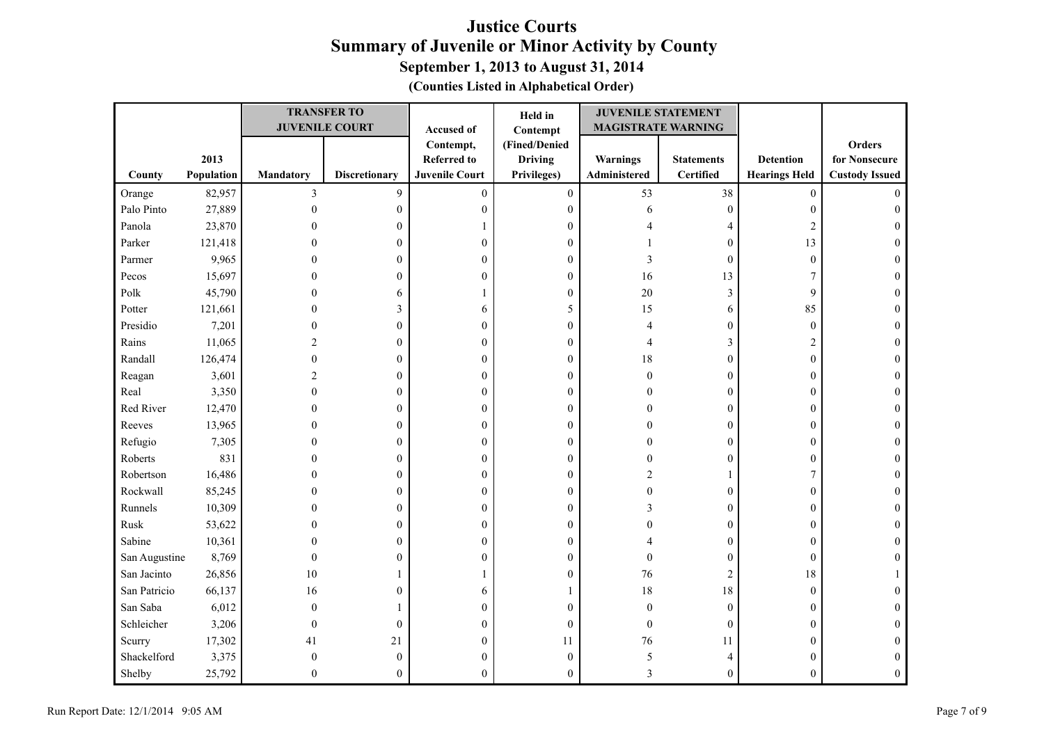# Justice Courts
## Summary of Juvenile or Minor Activity by County
### September 1, 2013 to August 31, 2014
**(Counties Listed in Alphabetical Order)**

| | | TRANSFER TO JUVENILE COURT | | | | JUVENILE STATEMENT MAGISTRATE WARNING | | | |
|---|---|---|---|---|---|---|---|---|---|
| County | 2013 Population | Mandatory | Discretionary | Accused of Contempt, Referred to Juvenile Court | Held in Contempt (Fined/Denied Driving Privileges) | Warnings Administered | Statements Certified | Detention Hearings Held | Orders for Nonsecure Custody Issued |
| Orange | 82,957 | 3 | 9 | 0 | 0 | 53 | 38 | 0 | 0 |
| Palo Pinto | 27,889 | 0 | 0 | 0 | 0 | 6 | 0 | 0 | 0 |
| Panola | 23,870 | 0 | 0 | 1 | 0 | 4 | 4 | 2 | 0 |
| Parker | 121,418 | 0 | 0 | 0 | 0 | 1 | 0 | 13 | 0 |
| Parmer | 9,965 | 0 | 0 | 0 | 0 | 3 | 0 | 0 | 0 |
| Pecos | 15,697 | 0 | 0 | 0 | 0 | 16 | 13 | 7 | 0 |
| Polk | 45,790 | 0 | 6 | 1 | 0 | 20 | 3 | 9 | 0 |
| Potter | 121,661 | 0 | 3 | 6 | 5 | 15 | 6 | 85 | 0 |
| Presidio | 7,201 | 0 | 0 | 0 | 0 | 4 | 0 | 0 | 0 |
| Rains | 11,065 | 2 | 0 | 0 | 0 | 4 | 3 | 2 | 0 |
| Randall | 126,474 | 0 | 0 | 0 | 0 | 18 | 0 | 0 | 0 |
| Reagan | 3,601 | 2 | 0 | 0 | 0 | 0 | 0 | 0 | 0 |
| Real | 3,350 | 0 | 0 | 0 | 0 | 0 | 0 | 0 | 0 |
| Red River | 12,470 | 0 | 0 | 0 | 0 | 0 | 0 | 0 | 0 |
| Reeves | 13,965 | 0 | 0 | 0 | 0 | 0 | 0 | 0 | 0 |
| Refugio | 7,305 | 0 | 0 | 0 | 0 | 0 | 0 | 0 | 0 |
| Roberts | 831 | 0 | 0 | 0 | 0 | 0 | 0 | 0 | 0 |
| Robertson | 16,486 | 0 | 0 | 0 | 0 | 2 | 1 | 7 | 0 |
| Rockwall | 85,245 | 0 | 0 | 0 | 0 | 0 | 0 | 0 | 0 |
| Runnels | 10,309 | 0 | 0 | 0 | 0 | 3 | 0 | 0 | 0 |
| Rusk | 53,622 | 0 | 0 | 0 | 0 | 0 | 0 | 0 | 0 |
| Sabine | 10,361 | 0 | 0 | 0 | 0 | 4 | 0 | 0 | 0 |
| San Augustine | 8,769 | 0 | 0 | 0 | 0 | 0 | 0 | 0 | 0 |
| San Jacinto | 26,856 | 10 | 1 | 1 | 0 | 76 | 2 | 18 | 1 |
| San Patricio | 66,137 | 16 | 0 | 6 | 1 | 18 | 18 | 0 | 0 |
| San Saba | 6,012 | 0 | 1 | 0 | 0 | 0 | 0 | 0 | 0 |
| Schleicher | 3,206 | 0 | 0 | 0 | 0 | 0 | 0 | 0 | 0 |
| Scurry | 17,302 | 41 | 21 | 0 | 11 | 76 | 11 | 0 | 0 |
| Shackelford | 3,375 | 0 | 0 | 0 | 0 | 5 | 4 | 0 | 0 |
| Shelby | 25,792 | 0 | 0 | 0 | 0 | 3 | 0 | 0 | 0 |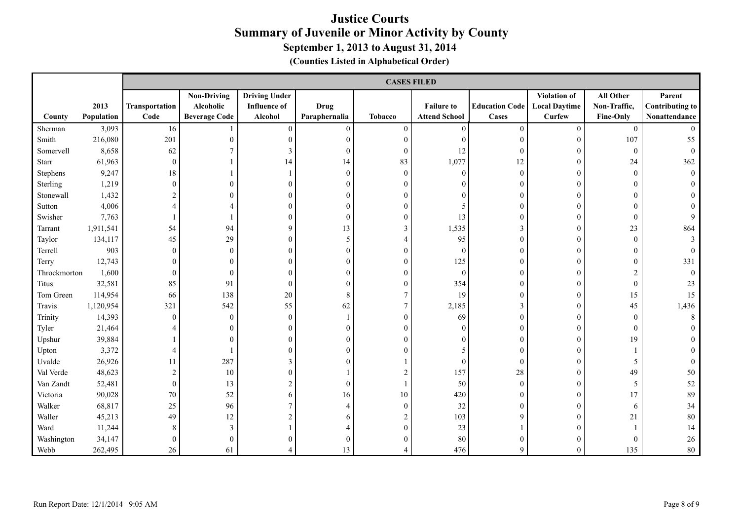# Justice Courts
## Summary of Juvenile or Minor Activity by County
### September 1, 2013 to August 31, 2014
### (Counties Listed in Alphabetical Order)

| | | CASES FILED | | | | | | | | | |
|---|---|---|---|---|---|---|---|---|---|---|---|
| County | 2013 Population | Transportation Code | Non-Driving Alcoholic Beverage Code | Driving Under Influence of Alcohol | Drug Paraphernalia | Tobacco | Failure to Attend School | Education Code Cases | Violation of Local Daytime Curfew | All Other Non-Traffic, Fine-Only | Parent Contributing to Nonattendance |
| Sherman | 3,093 | 16 | 1 | 0 | 0 | 0 | 0 | 0 | 0 | 0 | 0 |
| Smith | 216,080 | 201 | 0 | 0 | 0 | 0 | 0 | 0 | 0 | 107 | 55 |
| Somervell | 8,658 | 62 | 7 | 3 | 0 | 0 | 12 | 0 | 0 | 0 | 0 |
| Starr | 61,963 | 0 | 1 | 14 | 14 | 83 | 1,077 | 12 | 0 | 24 | 362 |
| Stephens | 9,247 | 18 | 1 | 1 | 0 | 0 | 0 | 0 | 0 | 0 | 0 |
| Sterling | 1,219 | 0 | 0 | 0 | 0 | 0 | 0 | 0 | 0 | 0 | 0 |
| Stonewall | 1,432 | 2 | 0 | 0 | 0 | 0 | 0 | 0 | 0 | 0 | 0 |
| Sutton | 4,006 | 4 | 4 | 0 | 0 | 0 | 5 | 0 | 0 | 0 | 0 |
| Swisher | 7,763 | 1 | 1 | 0 | 0 | 0 | 13 | 0 | 0 | 0 | 9 |
| Tarrant | 1,911,541 | 54 | 94 | 9 | 13 | 3 | 1,535 | 3 | 0 | 23 | 864 |
| Taylor | 134,117 | 45 | 29 | 0 | 5 | 4 | 95 | 0 | 0 | 0 | 3 |
| Terrell | 903 | 0 | 0 | 0 | 0 | 0 | 0 | 0 | 0 | 0 | 0 |
| Terry | 12,743 | 0 | 0 | 0 | 0 | 0 | 125 | 0 | 0 | 0 | 331 |
| Throckmorton | 1,600 | 0 | 0 | 0 | 0 | 0 | 0 | 0 | 0 | 2 | 0 |
| Titus | 32,581 | 85 | 91 | 0 | 0 | 0 | 354 | 0 | 0 | 0 | 23 |
| Tom Green | 114,954 | 66 | 138 | 20 | 8 | 7 | 19 | 0 | 0 | 15 | 15 |
| Travis | 1,120,954 | 321 | 542 | 55 | 62 | 7 | 2,185 | 3 | 0 | 45 | 1,436 |
| Trinity | 14,393 | 0 | 0 | 0 | 1 | 0 | 69 | 0 | 0 | 0 | 8 |
| Tyler | 21,464 | 4 | 0 | 0 | 0 | 0 | 0 | 0 | 0 | 0 | 0 |
| Upshur | 39,884 | 1 | 0 | 0 | 0 | 0 | 0 | 0 | 0 | 19 | 0 |
| Upton | 3,372 | 4 | 1 | 0 | 0 | 0 | 5 | 0 | 0 | 1 | 0 |
| Uvalde | 26,926 | 11 | 287 | 3 | 0 | 1 | 0 | 0 | 0 | 5 | 0 |
| Val Verde | 48,623 | 2 | 10 | 0 | 1 | 2 | 157 | 28 | 0 | 49 | 50 |
| Van Zandt | 52,481 | 0 | 13 | 2 | 0 | 1 | 50 | 0 | 0 | 5 | 52 |
| Victoria | 90,028 | 70 | 52 | 6 | 16 | 10 | 420 | 0 | 0 | 17 | 89 |
| Walker | 68,817 | 25 | 96 | 7 | 4 | 0 | 32 | 0 | 0 | 6 | 34 |
| Waller | 45,213 | 49 | 12 | 2 | 6 | 2 | 103 | 9 | 0 | 21 | 80 |
| Ward | 11,244 | 8 | 3 | 1 | 4 | 0 | 23 | 1 | 0 | 1 | 14 |
| Washington | 34,147 | 0 | 0 | 0 | 0 | 0 | 80 | 0 | 0 | 0 | 26 |
| Webb | 262,495 | 26 | 61 | 4 | 13 | 4 | 476 | 9 | 0 | 135 | 80 |

Run Report Date: 12/1/2014 9:05 AM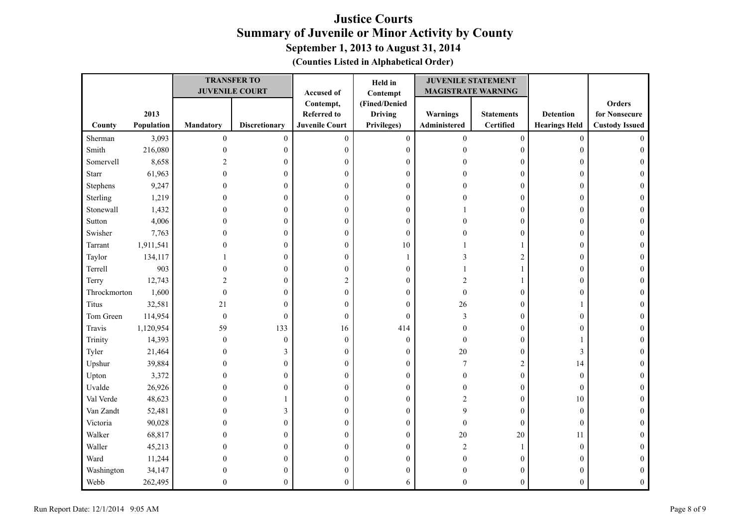# Justice Courts
## Summary of Juvenile or Minor Activity by County
### September 1, 2013 to August 31, 2014
**(Counties Listed in Alphabetical Order)**

| | | TRANSFER TO JUVENILE COURT | | Accused of | Held in Contempt | JUVENILE STATEMENT MAGISTRATE WARNING | | | |
|---|---|---|---|---|---|---|---|---|---|
| County | 2013 Population | Mandatory | Discretionary | Contempt, Referred to Juvenile Court | (Fined/Denied Driving Privileges) | Warnings Administered | Statements Certified | Detention Hearings Held | Orders for Nonsecure Custody Issued |
| Sherman | 3,093 | 0 | 0 | 0 | 0 | 0 | 0 | 0 | 0 |
| Smith | 216,080 | 0 | 0 | 0 | 0 | 0 | 0 | 0 | 0 |
| Somervell | 8,658 | 2 | 0 | 0 | 0 | 0 | 0 | 0 | 0 |
| Starr | 61,963 | 0 | 0 | 0 | 0 | 0 | 0 | 0 | 0 |
| Stephens | 9,247 | 0 | 0 | 0 | 0 | 0 | 0 | 0 | 0 |
| Sterling | 1,219 | 0 | 0 | 0 | 0 | 0 | 0 | 0 | 0 |
| Stonewall | 1,432 | 0 | 0 | 0 | 0 | 1 | 0 | 0 | 0 |
| Sutton | 4,006 | 0 | 0 | 0 | 0 | 0 | 0 | 0 | 0 |
| Swisher | 7,763 | 0 | 0 | 0 | 0 | 0 | 0 | 0 | 0 |
| Tarrant | 1,911,541 | 0 | 0 | 0 | 10 | 1 | 1 | 0 | 0 |
| Taylor | 134,117 | 1 | 0 | 0 | 1 | 3 | 2 | 0 | 0 |
| Terrell | 903 | 0 | 0 | 0 | 0 | 1 | 1 | 0 | 0 |
| Terry | 12,743 | 2 | 0 | 2 | 0 | 2 | 1 | 0 | 0 |
| Throckmorton | 1,600 | 0 | 0 | 0 | 0 | 0 | 0 | 0 | 0 |
| Titus | 32,581 | 21 | 0 | 0 | 0 | 26 | 0 | 1 | 0 |
| Tom Green | 114,954 | 0 | 0 | 0 | 0 | 3 | 0 | 0 | 0 |
| Travis | 1,120,954 | 59 | 133 | 16 | 414 | 0 | 0 | 0 | 0 |
| Trinity | 14,393 | 0 | 0 | 0 | 0 | 0 | 0 | 1 | 0 |
| Tyler | 21,464 | 0 | 3 | 0 | 0 | 20 | 0 | 3 | 0 |
| Upshur | 39,884 | 0 | 0 | 0 | 0 | 7 | 2 | 14 | 0 |
| Upton | 3,372 | 0 | 0 | 0 | 0 | 0 | 0 | 0 | 0 |
| Uvalde | 26,926 | 0 | 0 | 0 | 0 | 0 | 0 | 0 | 0 |
| Val Verde | 48,623 | 0 | 1 | 0 | 0 | 2 | 0 | 10 | 0 |
| Van Zandt | 52,481 | 0 | 3 | 0 | 0 | 9 | 0 | 0 | 0 |
| Victoria | 90,028 | 0 | 0 | 0 | 0 | 0 | 0 | 0 | 0 |
| Walker | 68,817 | 0 | 0 | 0 | 0 | 20 | 20 | 11 | 0 |
| Waller | 45,213 | 0 | 0 | 0 | 0 | 2 | 1 | 0 | 0 |
| Ward | 11,244 | 0 | 0 | 0 | 0 | 0 | 0 | 0 | 0 |
| Washington | 34,147 | 0 | 0 | 0 | 0 | 0 | 0 | 0 | 0 |
| Webb | 262,495 | 0 | 0 | 0 | 6 | 0 | 0 | 0 | 0 |

Run Report Date: 12/1/2014 9:05 AM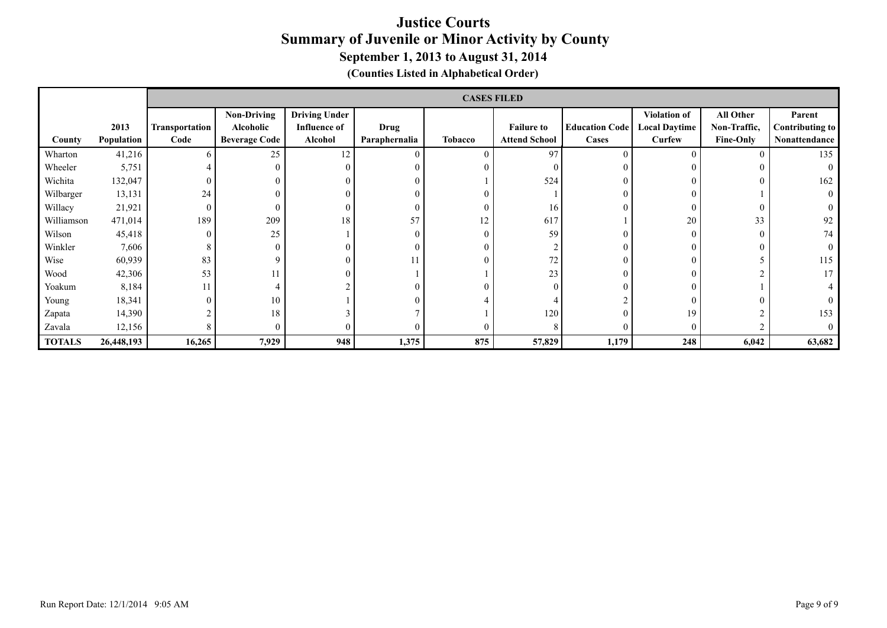# Justice Courts
## Summary of Juvenile or Minor Activity by County
### September 1, 2013 to August 31, 2014
**(Counties Listed in Alphabetical Order)**

| | | CASES FILED | | | | | | | | | |
|---|---|---|---|---|---|---|---|---|---|---|---|
| County | 2013 Population | Transportation Code | Non-Driving Alcoholic Beverage Code | Driving Under Influence of Alcohol | Drug Paraphernalia | Tobacco | Failure to Attend School | Education Code Cases | Violation of Local Daytime Curfew | All Other Non-Traffic, Fine-Only | Parent Contributing to Nonattendance |
| Wharton | 41,216 | 6 | 25 | 12 | 0 | 0 | 97 | 0 | 0 | 0 | 135 |
| Wheeler | 5,751 | 4 | 0 | 0 | 0 | 0 | 0 | 0 | 0 | 0 | 0 |
| Wichita | 132,047 | 0 | 0 | 0 | 0 | 1 | 524 | 0 | 0 | 0 | 162 |
| Wilbarger | 13,131 | 24 | 0 | 0 | 0 | 0 | 1 | 0 | 0 | 1 | 0 |
| Willacy | 21,921 | 0 | 0 | 0 | 0 | 0 | 16 | 0 | 0 | 0 | 0 |
| Williamson | 471,014 | 189 | 209 | 18 | 57 | 12 | 617 | 1 | 20 | 33 | 92 |
| Wilson | 45,418 | 0 | 25 | 1 | 0 | 0 | 59 | 0 | 0 | 0 | 74 |
| Winkler | 7,606 | 8 | 0 | 0 | 0 | 0 | 2 | 0 | 0 | 0 | 0 |
| Wise | 60,939 | 83 | 9 | 0 | 11 | 0 | 72 | 0 | 0 | 5 | 115 |
| Wood | 42,306 | 53 | 11 | 0 | 1 | 1 | 23 | 0 | 0 | 2 | 17 |
| Yoakum | 8,184 | 11 | 4 | 2 | 0 | 0 | 0 | 0 | 0 | 1 | 4 |
| Young | 18,341 | 0 | 10 | 1 | 0 | 4 | 4 | 2 | 0 | 0 | 0 |
| Zapata | 14,390 | 2 | 18 | 3 | 7 | 1 | 120 | 0 | 19 | 2 | 153 |
| Zavala | 12,156 | 8 | 0 | 0 | 0 | 0 | 8 | 0 | 0 | 2 | 0 |
| **TOTALS** | **26,448,193** | **16,265** | **7,929** | **948** | **1,375** | **875** | **57,829** | **1,179** | **248** | **6,042** | **63,682** |

Run Report Date: 12/1/2014 9:05 AM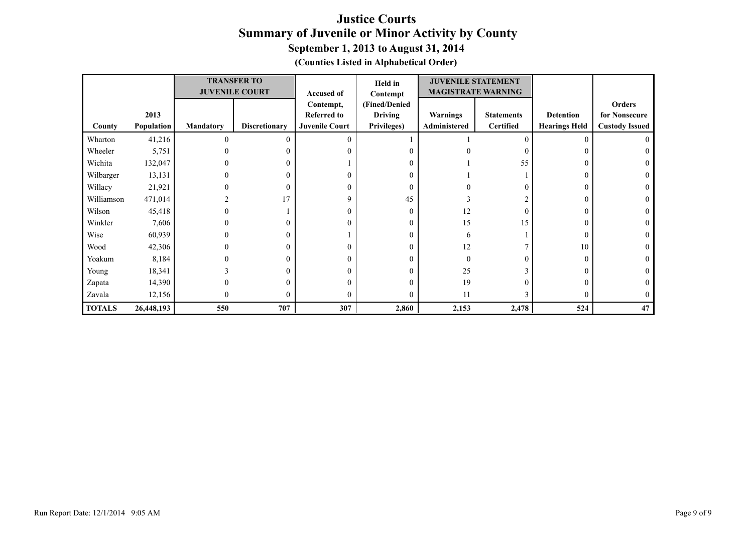# Justice Courts
## Summary of Juvenile or Minor Activity by County
### September 1, 2013 to August 31, 2014
**(Counties Listed in Alphabetical Order)**

| | | TRANSFER TO JUVENILE COURT | | | | JUVENILE STATEMENT MAGISTRATE WARNING | | | |
|---|---|---|---|---|---|---|---|---|---|
| County | 2013 Population | Mandatory | Discretionary | Accused of Contempt, Referred to Juvenile Court | Held in Contempt (Fined/Denied Driving Privileges) | Warnings Administered | Statements Certified | Detention Hearings Held | Orders for Nonsecure Custody Issued |
| Wharton | 41,216 | 0 | 0 | 0 | 1 | 1 | 0 | 0 | 0 |
| Wheeler | 5,751 | 0 | 0 | 0 | 0 | 0 | 0 | 0 | 0 |
| Wichita | 132,047 | 0 | 0 | 1 | 0 | 1 | 55 | 0 | 0 |
| Wilbarger | 13,131 | 0 | 0 | 0 | 0 | 1 | 1 | 0 | 0 |
| Willacy | 21,921 | 0 | 0 | 0 | 0 | 0 | 0 | 0 | 0 |
| Williamson | 471,014 | 2 | 17 | 9 | 45 | 3 | 2 | 0 | 0 |
| Wilson | 45,418 | 0 | 1 | 0 | 0 | 12 | 0 | 0 | 0 |
| Winkler | 7,606 | 0 | 0 | 0 | 0 | 15 | 15 | 0 | 0 |
| Wise | 60,939 | 0 | 0 | 1 | 0 | 6 | 1 | 0 | 0 |
| Wood | 42,306 | 0 | 0 | 0 | 0 | 12 | 7 | 10 | 0 |
| Yoakum | 8,184 | 0 | 0 | 0 | 0 | 0 | 0 | 0 | 0 |
| Young | 18,341 | 3 | 0 | 0 | 0 | 25 | 3 | 0 | 0 |
| Zapata | 14,390 | 0 | 0 | 0 | 0 | 19 | 0 | 0 | 0 |
| Zavala | 12,156 | 0 | 0 | 0 | 0 | 11 | 3 | 0 | 0 |
| **TOTALS** | **26,448,193** | **550** | **707** | **307** | **2,860** | **2,153** | **2,478** | **524** | **47** |

Run Report Date: 12/1/2014 9:05 AM